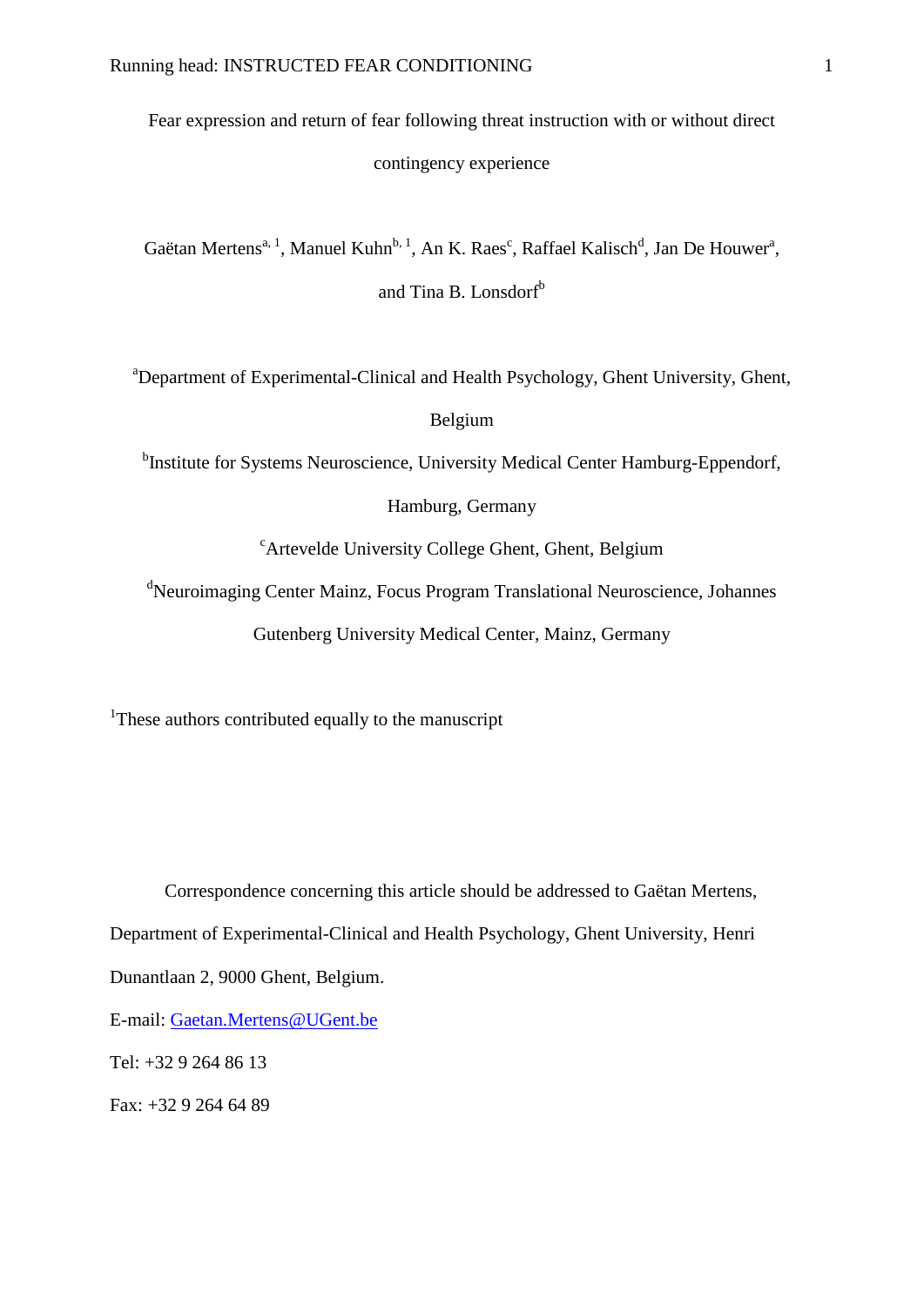# Fear expression and return of fear following threat instruction with or without direct contingency experience

Gaëtan Mertens[a, 1], Manuel Kuhn[b, 1], An K. Raes[c], Raffael Kalisch[d], Jan De Houwer[a], and Tina B. Lonsdorf[b]

[a]Department of Experimental-Clinical and Health Psychology, Ghent University, Ghent, Belgium

[b]Institute for Systems Neuroscience, University Medical Center Hamburg-Eppendorf, Hamburg, Germany

[c]Artevelde University College Ghent, Ghent, Belgium

[d]Neuroimaging Center Mainz, Focus Program Translational Neuroscience, Johannes Gutenberg University Medical Center, Mainz, Germany

[1]These authors contributed equally to the manuscript

Correspondence concerning this article should be addressed to Gaëtan Mertens, Department of Experimental-Clinical and Health Psychology, Ghent University, Henri Dunantlaan 2, 9000 Ghent, Belgium.

E-mail: Gaetan.Mertens@UGent.be

Tel: +32 9 264 86 13

Fax: +32 9 264 64 89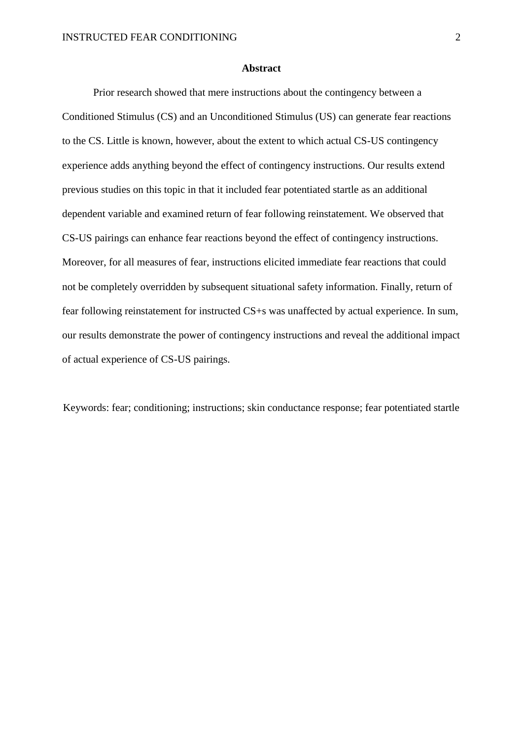## Abstract

Prior research showed that mere instructions about the contingency between a Conditioned Stimulus (CS) and an Unconditioned Stimulus (US) can generate fear reactions to the CS. Little is known, however, about the extent to which actual CS-US contingency experience adds anything beyond the effect of contingency instructions. Our results extend previous studies on this topic in that it included fear potentiated startle as an additional dependent variable and examined return of fear following reinstatement. We observed that CS-US pairings can enhance fear reactions beyond the effect of contingency instructions. Moreover, for all measures of fear, instructions elicited immediate fear reactions that could not be completely overridden by subsequent situational safety information. Finally, return of fear following reinstatement for instructed CS+s was unaffected by actual experience. In sum, our results demonstrate the power of contingency instructions and reveal the additional impact of actual experience of CS-US pairings.

Keywords: fear; conditioning; instructions; skin conductance response; fear potentiated startle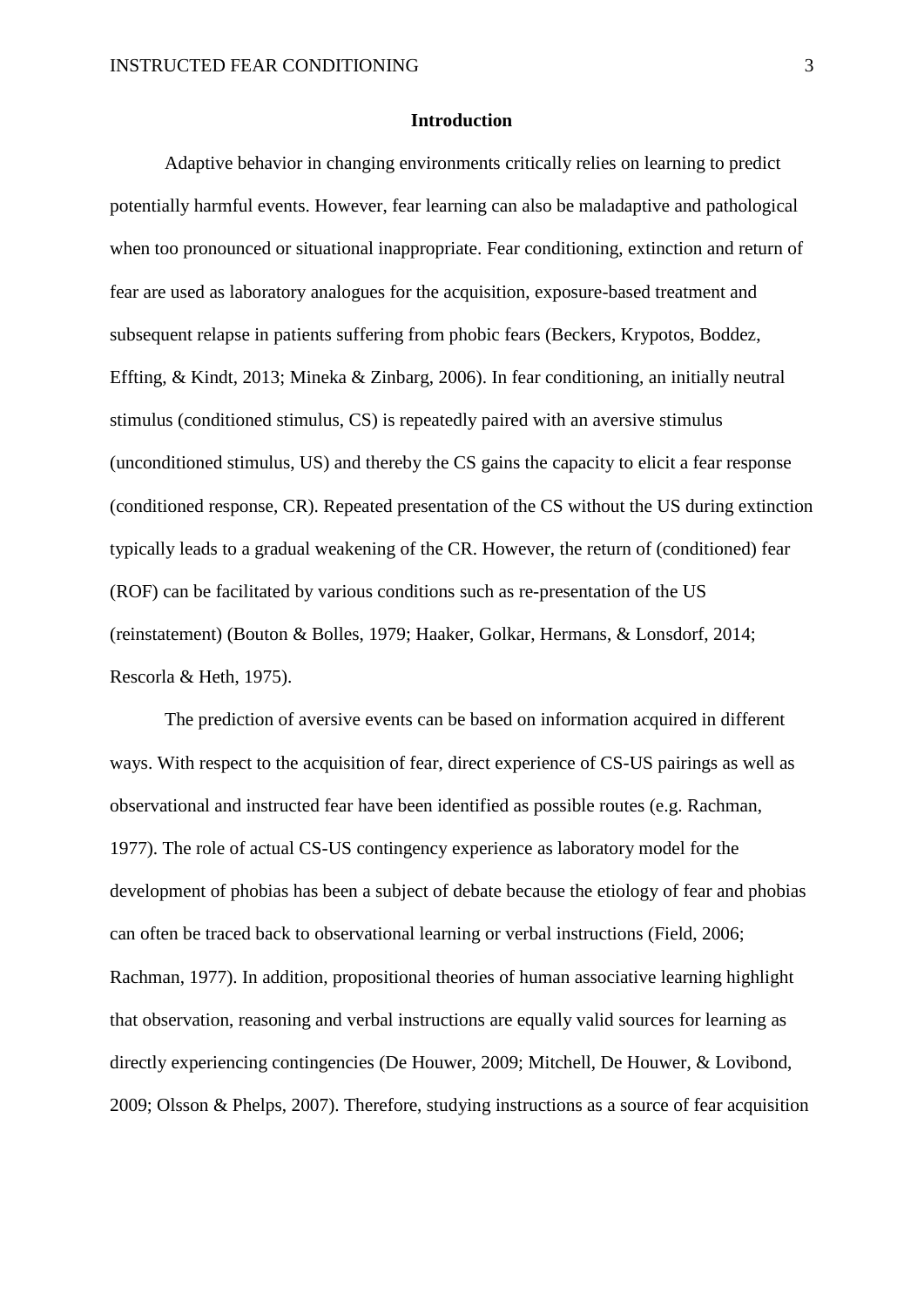## Introduction

Adaptive behavior in changing environments critically relies on learning to predict potentially harmful events. However, fear learning can also be maladaptive and pathological when too pronounced or situational inappropriate. Fear conditioning, extinction and return of fear are used as laboratory analogues for the acquisition, exposure-based treatment and subsequent relapse in patients suffering from phobic fears (Beckers, Krypotos, Boddez, Effting, & Kindt, 2013; Mineka & Zinbarg, 2006). In fear conditioning, an initially neutral stimulus (conditioned stimulus, CS) is repeatedly paired with an aversive stimulus (unconditioned stimulus, US) and thereby the CS gains the capacity to elicit a fear response (conditioned response, CR). Repeated presentation of the CS without the US during extinction typically leads to a gradual weakening of the CR. However, the return of (conditioned) fear (ROF) can be facilitated by various conditions such as re-presentation of the US (reinstatement) (Bouton & Bolles, 1979; Haaker, Golkar, Hermans, & Lonsdorf, 2014; Rescorla & Heth, 1975).

The prediction of aversive events can be based on information acquired in different ways. With respect to the acquisition of fear, direct experience of CS-US pairings as well as observational and instructed fear have been identified as possible routes (e.g. Rachman, 1977). The role of actual CS-US contingency experience as laboratory model for the development of phobias has been a subject of debate because the etiology of fear and phobias can often be traced back to observational learning or verbal instructions (Field, 2006; Rachman, 1977). In addition, propositional theories of human associative learning highlight that observation, reasoning and verbal instructions are equally valid sources for learning as directly experiencing contingencies (De Houwer, 2009; Mitchell, De Houwer, & Lovibond, 2009; Olsson & Phelps, 2007). Therefore, studying instructions as a source of fear acquisition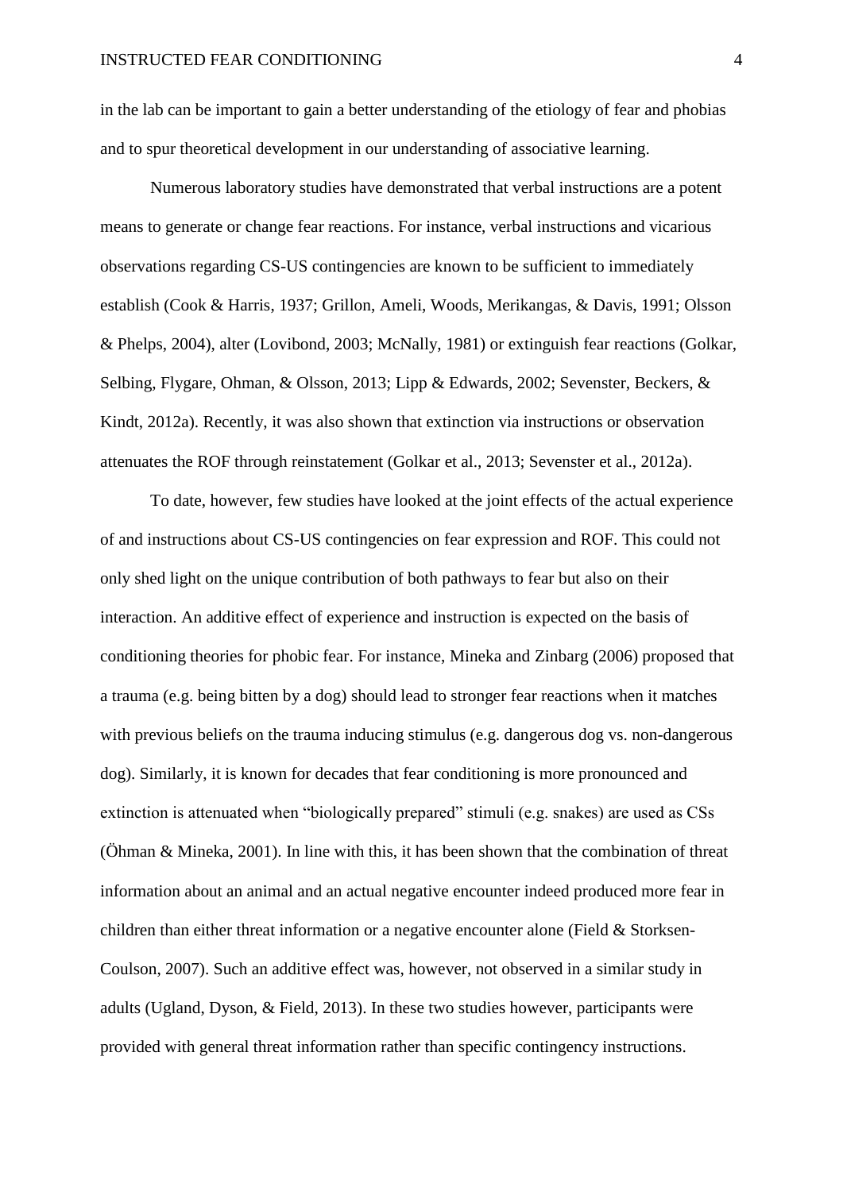in the lab can be important to gain a better understanding of the etiology of fear and phobias and to spur theoretical development in our understanding of associative learning.

Numerous laboratory studies have demonstrated that verbal instructions are a potent means to generate or change fear reactions. For instance, verbal instructions and vicarious observations regarding CS-US contingencies are known to be sufficient to immediately establish (Cook & Harris, 1937; Grillon, Ameli, Woods, Merikangas, & Davis, 1991; Olsson & Phelps, 2004), alter (Lovibond, 2003; McNally, 1981) or extinguish fear reactions (Golkar, Selbing, Flygare, Ohman, & Olsson, 2013; Lipp & Edwards, 2002; Sevenster, Beckers, & Kindt, 2012a). Recently, it was also shown that extinction via instructions or observation attenuates the ROF through reinstatement (Golkar et al., 2013; Sevenster et al., 2012a).

To date, however, few studies have looked at the joint effects of the actual experience of and instructions about CS-US contingencies on fear expression and ROF. This could not only shed light on the unique contribution of both pathways to fear but also on their interaction. An additive effect of experience and instruction is expected on the basis of conditioning theories for phobic fear. For instance, Mineka and Zinbarg (2006) proposed that a trauma (e.g. being bitten by a dog) should lead to stronger fear reactions when it matches with previous beliefs on the trauma inducing stimulus (e.g. dangerous dog vs. non-dangerous dog). Similarly, it is known for decades that fear conditioning is more pronounced and extinction is attenuated when "biologically prepared" stimuli (e.g. snakes) are used as CSs (Öhman & Mineka, 2001). In line with this, it has been shown that the combination of threat information about an animal and an actual negative encounter indeed produced more fear in children than either threat information or a negative encounter alone (Field & Storksen-Coulson, 2007). Such an additive effect was, however, not observed in a similar study in adults (Ugland, Dyson, & Field, 2013). In these two studies however, participants were provided with general threat information rather than specific contingency instructions.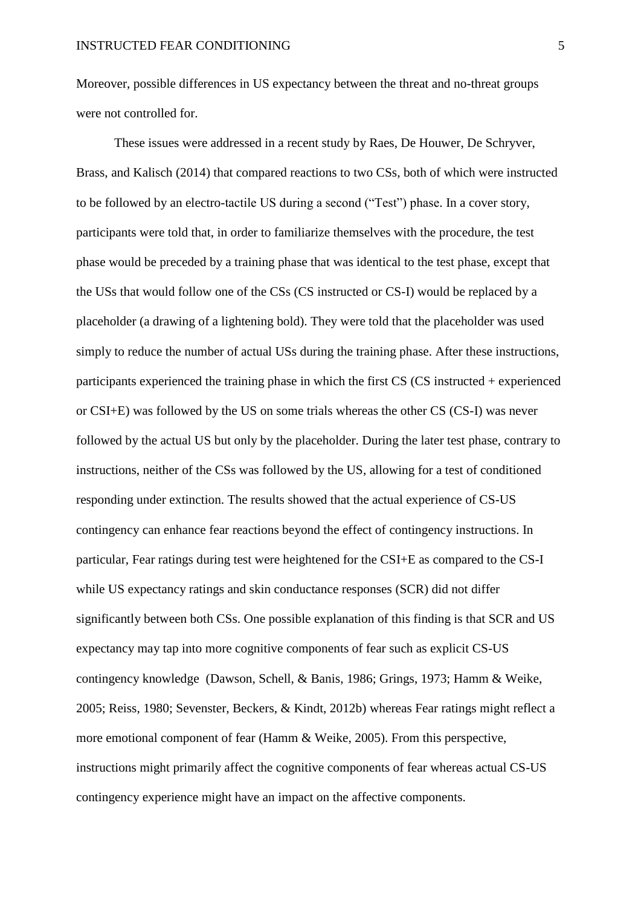Moreover, possible differences in US expectancy between the threat and no-threat groups were not controlled for.

These issues were addressed in a recent study by Raes, De Houwer, De Schryver, Brass, and Kalisch (2014) that compared reactions to two CSs, both of which were instructed to be followed by an electro-tactile US during a second ("Test") phase. In a cover story, participants were told that, in order to familiarize themselves with the procedure, the test phase would be preceded by a training phase that was identical to the test phase, except that the USs that would follow one of the CSs (CS instructed or CS-I) would be replaced by a placeholder (a drawing of a lightening bold). They were told that the placeholder was used simply to reduce the number of actual USs during the training phase. After these instructions, participants experienced the training phase in which the first CS (CS instructed + experienced or CSI+E) was followed by the US on some trials whereas the other CS (CS-I) was never followed by the actual US but only by the placeholder. During the later test phase, contrary to instructions, neither of the CSs was followed by the US, allowing for a test of conditioned responding under extinction. The results showed that the actual experience of CS-US contingency can enhance fear reactions beyond the effect of contingency instructions. In particular, Fear ratings during test were heightened for the CSI+E as compared to the CS-I while US expectancy ratings and skin conductance responses (SCR) did not differ significantly between both CSs. One possible explanation of this finding is that SCR and US expectancy may tap into more cognitive components of fear such as explicit CS-US contingency knowledge (Dawson, Schell, & Banis, 1986; Grings, 1973; Hamm & Weike, 2005; Reiss, 1980; Sevenster, Beckers, & Kindt, 2012b) whereas Fear ratings might reflect a more emotional component of fear (Hamm & Weike, 2005). From this perspective, instructions might primarily affect the cognitive components of fear whereas actual CS-US contingency experience might have an impact on the affective components.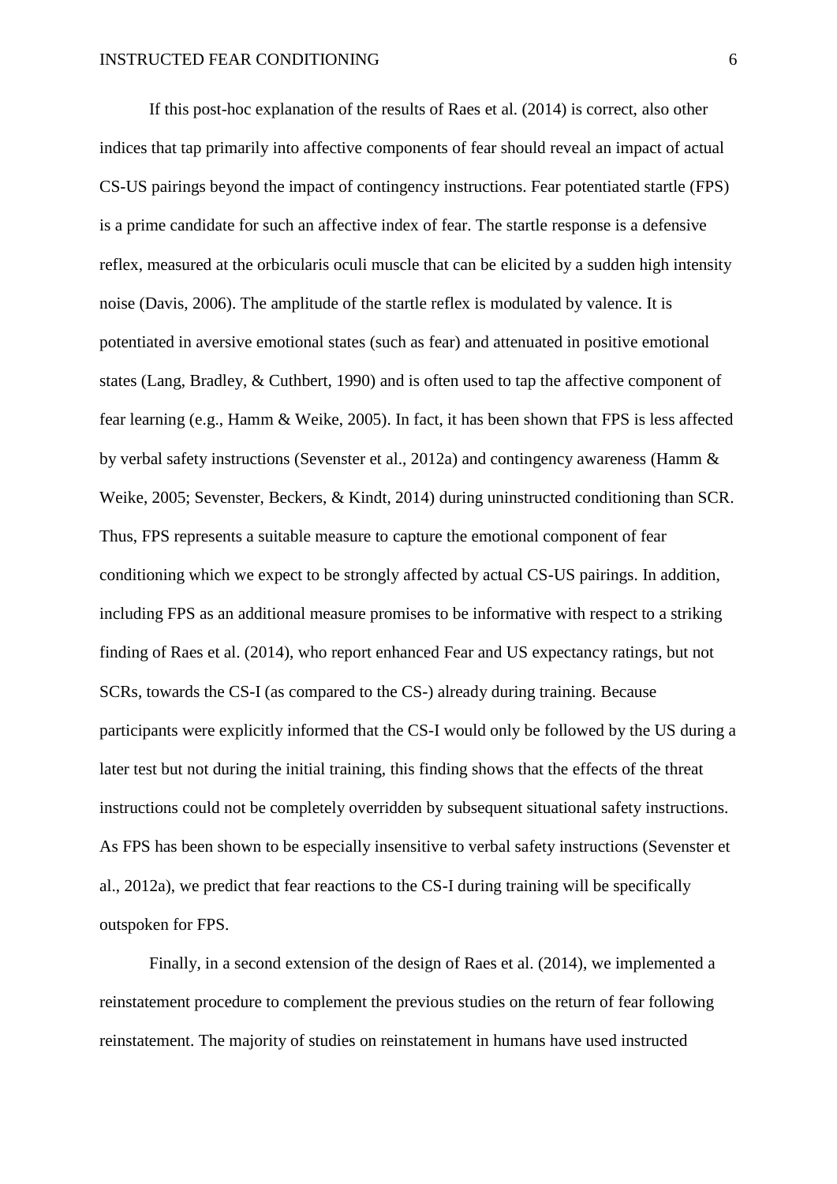If this post-hoc explanation of the results of Raes et al. (2014) is correct, also other indices that tap primarily into affective components of fear should reveal an impact of actual CS-US pairings beyond the impact of contingency instructions. Fear potentiated startle (FPS) is a prime candidate for such an affective index of fear. The startle response is a defensive reflex, measured at the orbicularis oculi muscle that can be elicited by a sudden high intensity noise (Davis, 2006). The amplitude of the startle reflex is modulated by valence. It is potentiated in aversive emotional states (such as fear) and attenuated in positive emotional states (Lang, Bradley, & Cuthbert, 1990) and is often used to tap the affective component of fear learning (e.g., Hamm & Weike, 2005). In fact, it has been shown that FPS is less affected by verbal safety instructions (Sevenster et al., 2012a) and contingency awareness (Hamm & Weike, 2005; Sevenster, Beckers, & Kindt, 2014) during uninstructed conditioning than SCR. Thus, FPS represents a suitable measure to capture the emotional component of fear conditioning which we expect to be strongly affected by actual CS-US pairings. In addition, including FPS as an additional measure promises to be informative with respect to a striking finding of Raes et al. (2014), who report enhanced Fear and US expectancy ratings, but not SCRs, towards the CS-I (as compared to the CS-) already during training. Because participants were explicitly informed that the CS-I would only be followed by the US during a later test but not during the initial training, this finding shows that the effects of the threat instructions could not be completely overridden by subsequent situational safety instructions. As FPS has been shown to be especially insensitive to verbal safety instructions (Sevenster et al., 2012a), we predict that fear reactions to the CS-I during training will be specifically outspoken for FPS.

Finally, in a second extension of the design of Raes et al. (2014), we implemented a reinstatement procedure to complement the previous studies on the return of fear following reinstatement. The majority of studies on reinstatement in humans have used instructed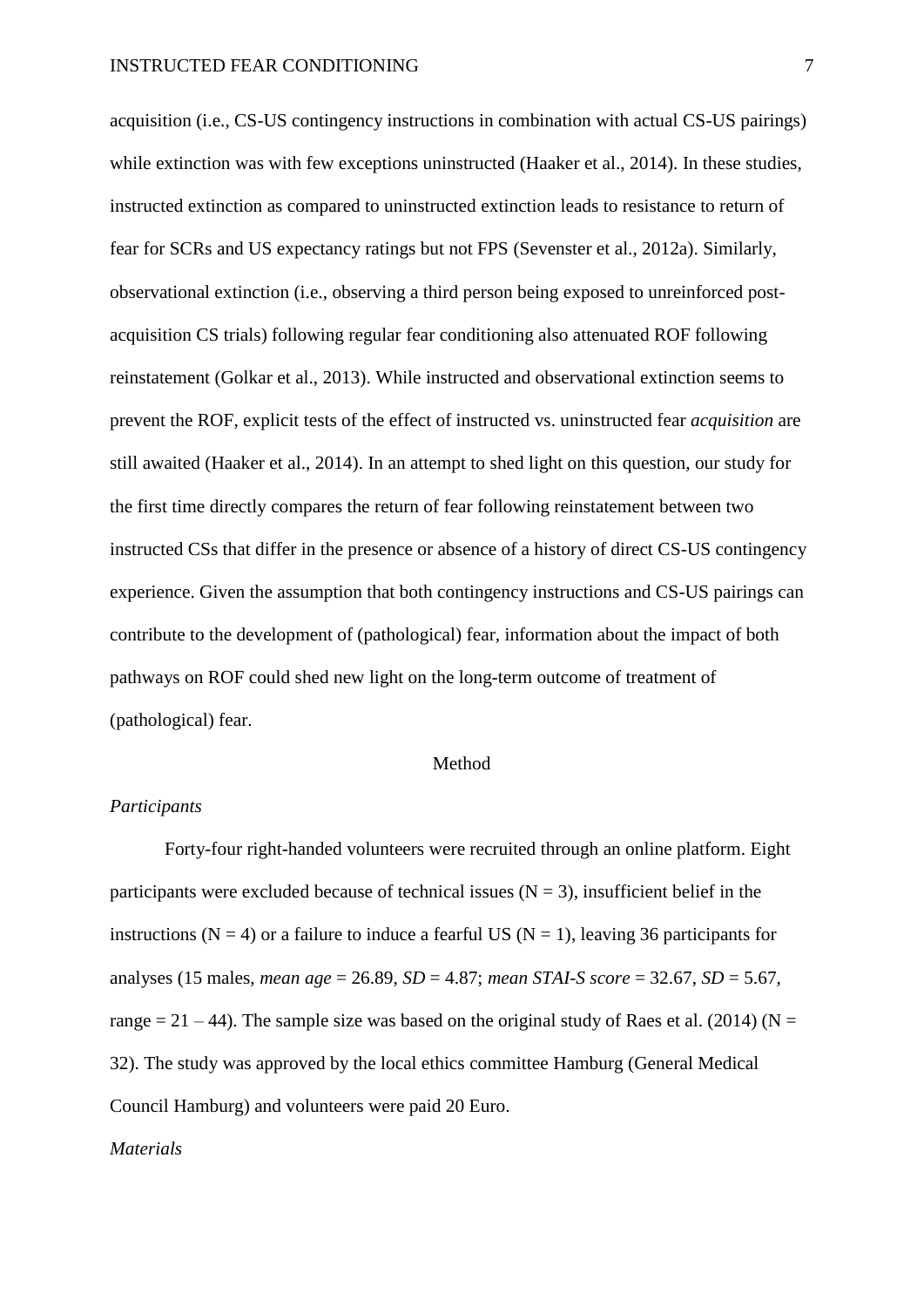acquisition (i.e., CS-US contingency instructions in combination with actual CS-US pairings) while extinction was with few exceptions uninstructed (Haaker et al., 2014). In these studies, instructed extinction as compared to uninstructed extinction leads to resistance to return of fear for SCRs and US expectancy ratings but not FPS (Sevenster et al., 2012a). Similarly, observational extinction (i.e., observing a third person being exposed to unreinforced post-acquisition CS trials) following regular fear conditioning also attenuated ROF following reinstatement (Golkar et al., 2013). While instructed and observational extinction seems to prevent the ROF, explicit tests of the effect of instructed vs. uninstructed fear *acquisition* are still awaited (Haaker et al., 2014). In an attempt to shed light on this question, our study for the first time directly compares the return of fear following reinstatement between two instructed CSs that differ in the presence or absence of a history of direct CS-US contingency experience. Given the assumption that both contingency instructions and CS-US pairings can contribute to the development of (pathological) fear, information about the impact of both pathways on ROF could shed new light on the long-term outcome of treatment of (pathological) fear.

## Method

### *Participants*

Forty-four right-handed volunteers were recruited through an online platform. Eight participants were excluded because of technical issues (N = 3), insufficient belief in the instructions (N = 4) or a failure to induce a fearful US (N = 1), leaving 36 participants for analyses (15 males, *mean age* = 26.89, *SD* = 4.87; *mean STAI-S score* = 32.67, *SD* = 5.67, range = 21 – 44). The sample size was based on the original study of Raes et al. (2014) (N = 32). The study was approved by the local ethics committee Hamburg (General Medical Council Hamburg) and volunteers were paid 20 Euro.

### *Materials*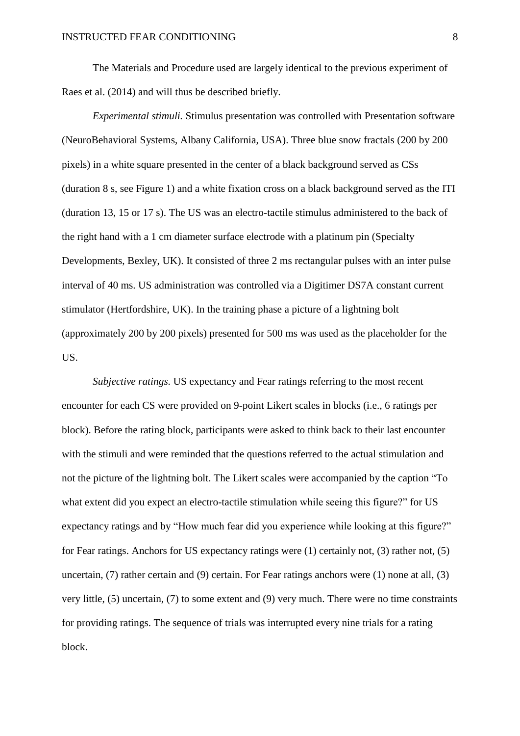The Materials and Procedure used are largely identical to the previous experiment of Raes et al. (2014) and will thus be described briefly.

*Experimental stimuli.* Stimulus presentation was controlled with Presentation software (NeuroBehavioral Systems, Albany California, USA). Three blue snow fractals (200 by 200 pixels) in a white square presented in the center of a black background served as CSs (duration 8 s, see Figure 1) and a white fixation cross on a black background served as the ITI (duration 13, 15 or 17 s). The US was an electro-tactile stimulus administered to the back of the right hand with a 1 cm diameter surface electrode with a platinum pin (Specialty Developments, Bexley, UK). It consisted of three 2 ms rectangular pulses with an inter pulse interval of 40 ms. US administration was controlled via a Digitimer DS7A constant current stimulator (Hertfordshire, UK). In the training phase a picture of a lightning bolt (approximately 200 by 200 pixels) presented for 500 ms was used as the placeholder for the US.

*Subjective ratings.* US expectancy and Fear ratings referring to the most recent encounter for each CS were provided on 9-point Likert scales in blocks (i.e., 6 ratings per block). Before the rating block, participants were asked to think back to their last encounter with the stimuli and were reminded that the questions referred to the actual stimulation and not the picture of the lightning bolt. The Likert scales were accompanied by the caption "To what extent did you expect an electro-tactile stimulation while seeing this figure?" for US expectancy ratings and by "How much fear did you experience while looking at this figure?" for Fear ratings. Anchors for US expectancy ratings were (1) certainly not, (3) rather not, (5) uncertain, (7) rather certain and (9) certain. For Fear ratings anchors were (1) none at all, (3) very little, (5) uncertain, (7) to some extent and (9) very much. There were no time constraints for providing ratings. The sequence of trials was interrupted every nine trials for a rating block.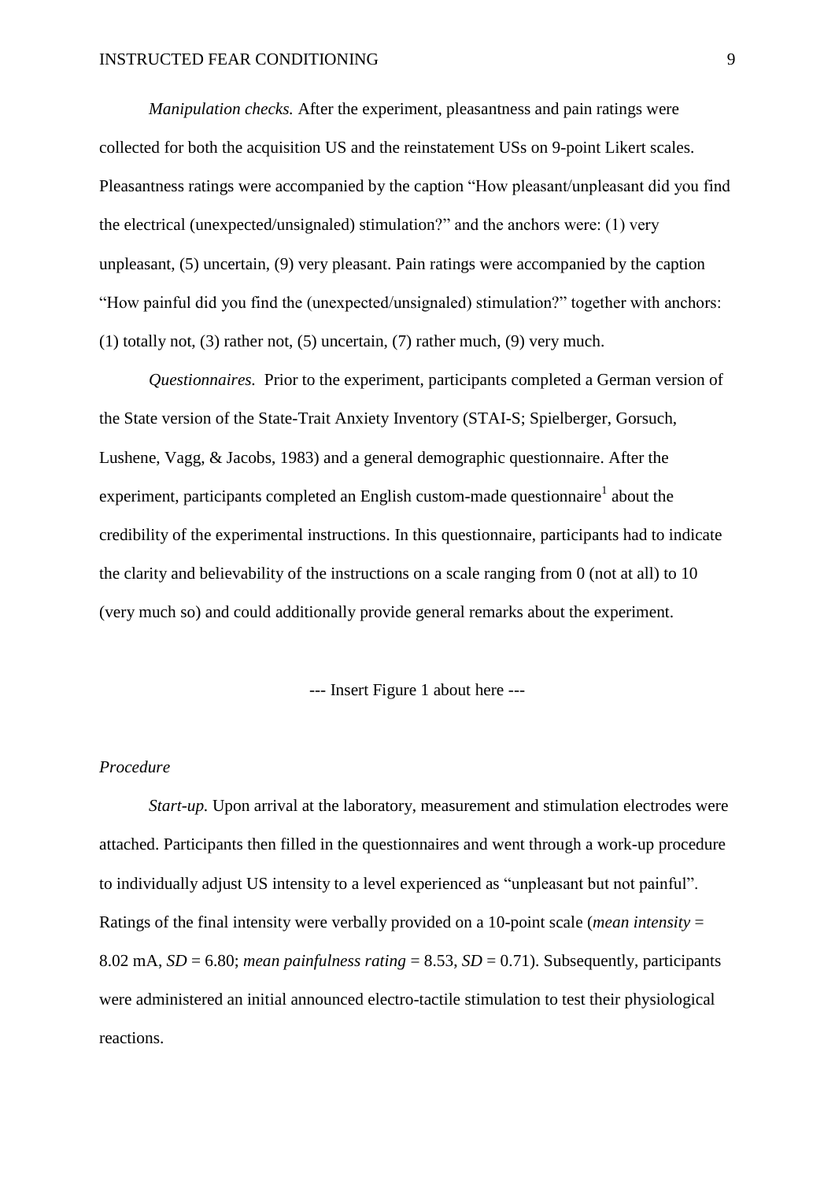*Manipulation checks.* After the experiment, pleasantness and pain ratings were collected for both the acquisition US and the reinstatement USs on 9-point Likert scales. Pleasantness ratings were accompanied by the caption "How pleasant/unpleasant did you find the electrical (unexpected/unsignaled) stimulation?" and the anchors were: (1) very unpleasant, (5) uncertain, (9) very pleasant. Pain ratings were accompanied by the caption "How painful did you find the (unexpected/unsignaled) stimulation?" together with anchors: (1) totally not, (3) rather not, (5) uncertain, (7) rather much, (9) very much.

*Questionnaires.* Prior to the experiment, participants completed a German version of the State version of the State-Trait Anxiety Inventory (STAI-S; Spielberger, Gorsuch, Lushene, Vagg, & Jacobs, 1983) and a general demographic questionnaire. After the experiment, participants completed an English custom-made questionnaire[1] about the credibility of the experimental instructions. In this questionnaire, participants had to indicate the clarity and believability of the instructions on a scale ranging from 0 (not at all) to 10 (very much so) and could additionally provide general remarks about the experiment.

--- Insert Figure 1 about here ---

*Procedure*

*Start-up.* Upon arrival at the laboratory, measurement and stimulation electrodes were attached. Participants then filled in the questionnaires and went through a work-up procedure to individually adjust US intensity to a level experienced as "unpleasant but not painful". Ratings of the final intensity were verbally provided on a 10-point scale (*mean intensity* = 8.02 mA, *SD* = 6.80; *mean painfulness rating* = 8.53, *SD* = 0.71). Subsequently, participants were administered an initial announced electro-tactile stimulation to test their physiological reactions.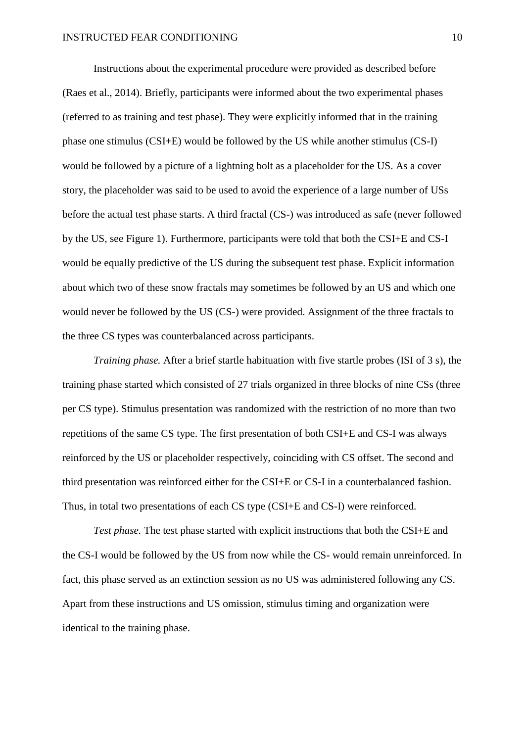Instructions about the experimental procedure were provided as described before (Raes et al., 2014). Briefly, participants were informed about the two experimental phases (referred to as training and test phase). They were explicitly informed that in the training phase one stimulus (CSI+E) would be followed by the US while another stimulus (CS-I) would be followed by a picture of a lightning bolt as a placeholder for the US. As a cover story, the placeholder was said to be used to avoid the experience of a large number of USs before the actual test phase starts. A third fractal (CS-) was introduced as safe (never followed by the US, see Figure 1). Furthermore, participants were told that both the CSI+E and CS-I would be equally predictive of the US during the subsequent test phase. Explicit information about which two of these snow fractals may sometimes be followed by an US and which one would never be followed by the US (CS-) were provided. Assignment of the three fractals to the three CS types was counterbalanced across participants.

*Training phase.* After a brief startle habituation with five startle probes (ISI of 3 s), the training phase started which consisted of 27 trials organized in three blocks of nine CSs (three per CS type). Stimulus presentation was randomized with the restriction of no more than two repetitions of the same CS type. The first presentation of both CSI+E and CS-I was always reinforced by the US or placeholder respectively, coinciding with CS offset. The second and third presentation was reinforced either for the CSI+E or CS-I in a counterbalanced fashion. Thus, in total two presentations of each CS type (CSI+E and CS-I) were reinforced.

*Test phase.* The test phase started with explicit instructions that both the CSI+E and the CS-I would be followed by the US from now while the CS- would remain unreinforced. In fact, this phase served as an extinction session as no US was administered following any CS. Apart from these instructions and US omission, stimulus timing and organization were identical to the training phase.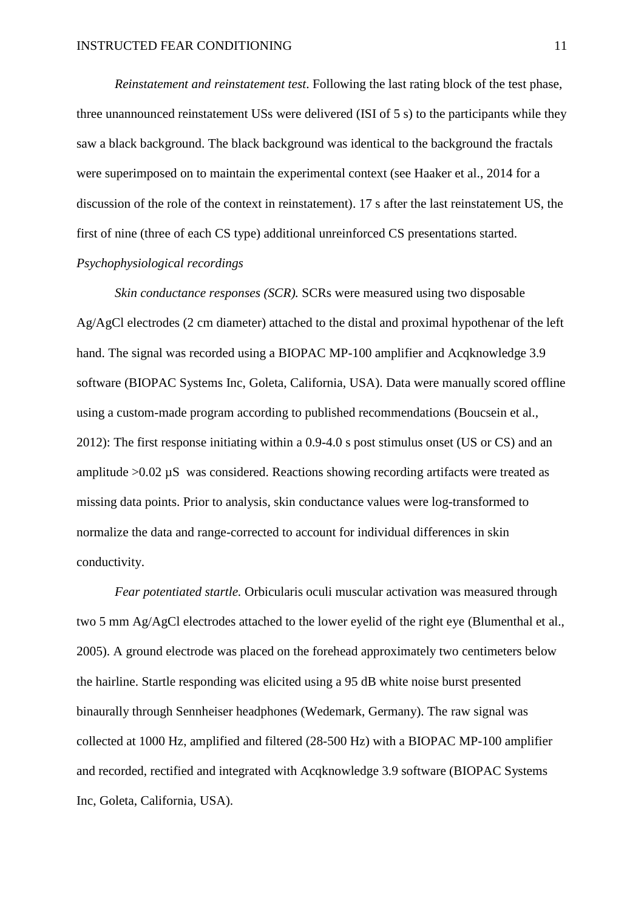*Reinstatement and reinstatement test*. Following the last rating block of the test phase, three unannounced reinstatement USs were delivered (ISI of 5 s) to the participants while they saw a black background. The black background was identical to the background the fractals were superimposed on to maintain the experimental context (see Haaker et al., 2014 for a discussion of the role of the context in reinstatement). 17 s after the last reinstatement US, the first of nine (three of each CS type) additional unreinforced CS presentations started.

*Psychophysiological recordings*

*Skin conductance responses (SCR).* SCRs were measured using two disposable Ag/AgCl electrodes (2 cm diameter) attached to the distal and proximal hypothenar of the left hand. The signal was recorded using a BIOPAC MP-100 amplifier and Acqknowledge 3.9 software (BIOPAC Systems Inc, Goleta, California, USA). Data were manually scored offline using a custom-made program according to published recommendations (Boucsein et al., 2012): The first response initiating within a 0.9-4.0 s post stimulus onset (US or CS) and an amplitude >0.02 µS was considered. Reactions showing recording artifacts were treated as missing data points. Prior to analysis, skin conductance values were log-transformed to normalize the data and range-corrected to account for individual differences in skin conductivity.

*Fear potentiated startle.* Orbicularis oculi muscular activation was measured through two 5 mm Ag/AgCl electrodes attached to the lower eyelid of the right eye (Blumenthal et al., 2005). A ground electrode was placed on the forehead approximately two centimeters below the hairline. Startle responding was elicited using a 95 dB white noise burst presented binaurally through Sennheiser headphones (Wedemark, Germany). The raw signal was collected at 1000 Hz, amplified and filtered (28-500 Hz) with a BIOPAC MP-100 amplifier and recorded, rectified and integrated with Acqknowledge 3.9 software (BIOPAC Systems Inc, Goleta, California, USA).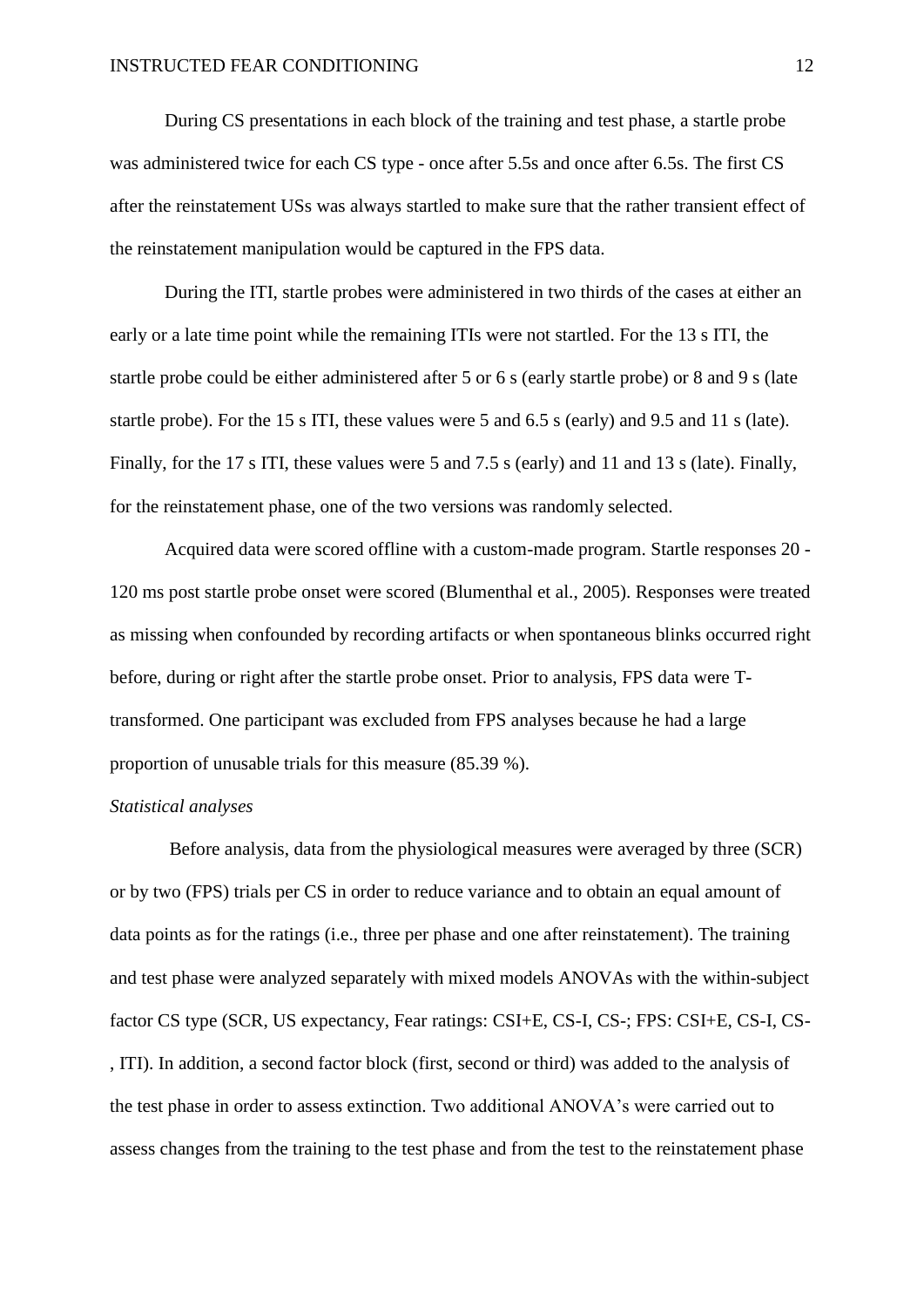During CS presentations in each block of the training and test phase, a startle probe was administered twice for each CS type - once after 5.5s and once after 6.5s. The first CS after the reinstatement USs was always startled to make sure that the rather transient effect of the reinstatement manipulation would be captured in the FPS data.

During the ITI, startle probes were administered in two thirds of the cases at either an early or a late time point while the remaining ITIs were not startled. For the 13 s ITI, the startle probe could be either administered after 5 or 6 s (early startle probe) or 8 and 9 s (late startle probe). For the 15 s ITI, these values were 5 and 6.5 s (early) and 9.5 and 11 s (late). Finally, for the 17 s ITI, these values were 5 and 7.5 s (early) and 11 and 13 s (late). Finally, for the reinstatement phase, one of the two versions was randomly selected.

Acquired data were scored offline with a custom-made program. Startle responses 20 - 120 ms post startle probe onset were scored (Blumenthal et al., 2005). Responses were treated as missing when confounded by recording artifacts or when spontaneous blinks occurred right before, during or right after the startle probe onset. Prior to analysis, FPS data were T-transformed. One participant was excluded from FPS analyses because he had a large proportion of unusable trials for this measure (85.39 %).

*Statistical analyses*

Before analysis, data from the physiological measures were averaged by three (SCR) or by two (FPS) trials per CS in order to reduce variance and to obtain an equal amount of data points as for the ratings (i.e., three per phase and one after reinstatement). The training and test phase were analyzed separately with mixed models ANOVAs with the within-subject factor CS type (SCR, US expectancy, Fear ratings: CSI+E, CS-I, CS-; FPS: CSI+E, CS-I, CS-, ITI). In addition, a second factor block (first, second or third) was added to the analysis of the test phase in order to assess extinction. Two additional ANOVA's were carried out to assess changes from the training to the test phase and from the test to the reinstatement phase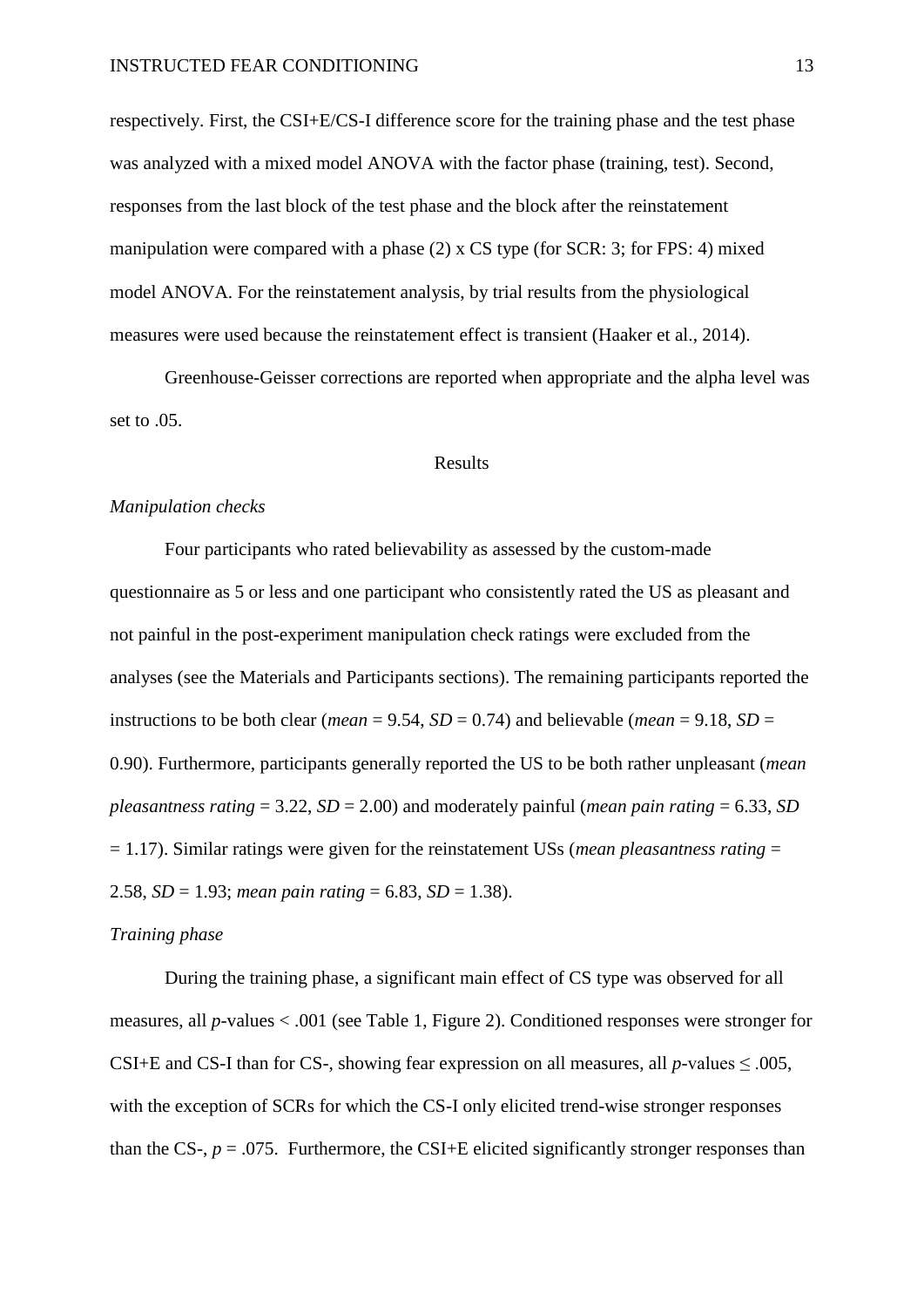respectively. First, the CSI+E/CS-I difference score for the training phase and the test phase was analyzed with a mixed model ANOVA with the factor phase (training, test). Second, responses from the last block of the test phase and the block after the reinstatement manipulation were compared with a phase (2) x CS type (for SCR: 3; for FPS: 4) mixed model ANOVA. For the reinstatement analysis, by trial results from the physiological measures were used because the reinstatement effect is transient (Haaker et al., 2014).

Greenhouse-Geisser corrections are reported when appropriate and the alpha level was set to .05.

## Results

### *Manipulation checks*

Four participants who rated believability as assessed by the custom-made questionnaire as 5 or less and one participant who consistently rated the US as pleasant and not painful in the post-experiment manipulation check ratings were excluded from the analyses (see the Materials and Participants sections). The remaining participants reported the instructions to be both clear (*mean* = 9.54, *SD* = 0.74) and believable (*mean* = 9.18, *SD* = 0.90). Furthermore, participants generally reported the US to be both rather unpleasant (*mean pleasantness rating* = 3.22, *SD* = 2.00) and moderately painful (*mean pain rating* = 6.33, *SD* = 1.17). Similar ratings were given for the reinstatement USs (*mean pleasantness rating* = 2.58, *SD* = 1.93; *mean pain rating* = 6.83, *SD* = 1.38).

### *Training phase*

During the training phase, a significant main effect of CS type was observed for all measures, all $p$-values < .001 (see Table 1, Figure 2). Conditioned responses were stronger for CSI+E and CS-I than for CS-, showing fear expression on all measures, all $p$-values $\leq$ .005, with the exception of SCRs for which the CS-I only elicited trend-wise stronger responses than the CS-, $p$ = .075. Furthermore, the CSI+E elicited significantly stronger responses than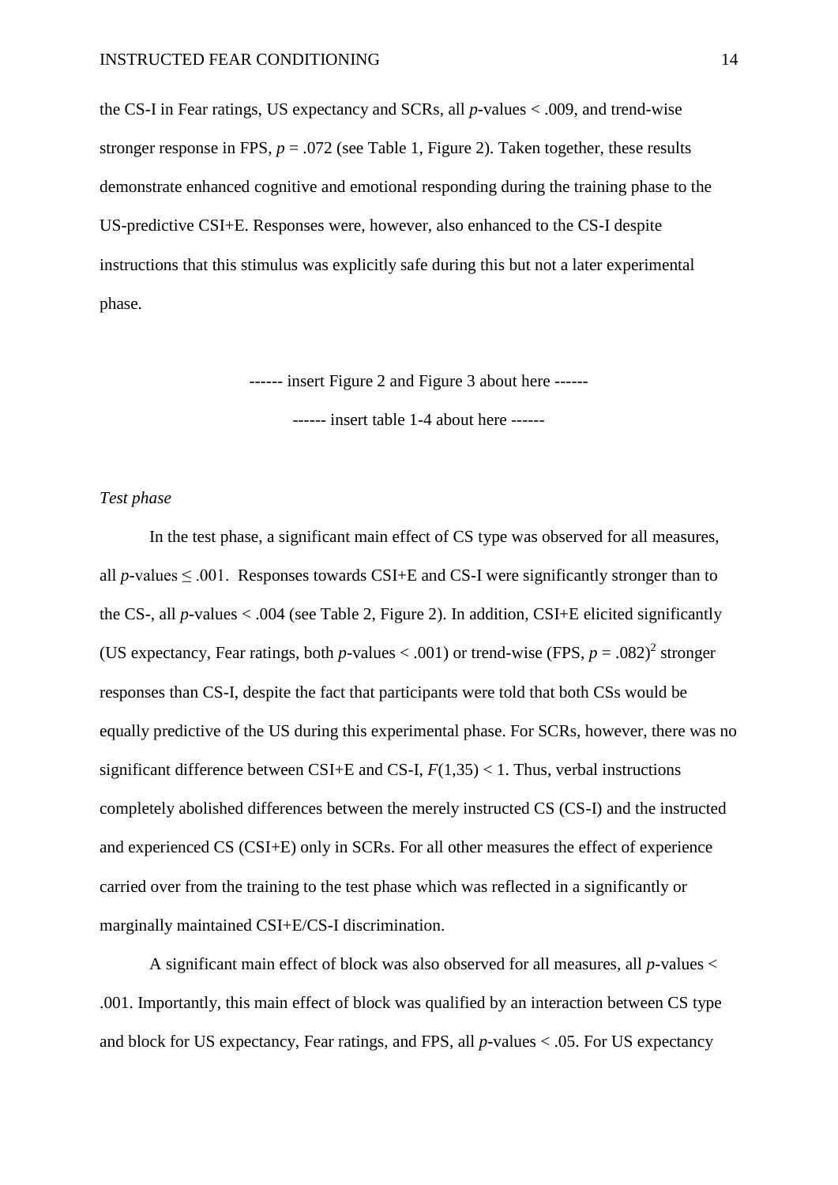the CS-I in Fear ratings, US expectancy and SCRs, all *p*-values < .009, and trend-wise stronger response in FPS, $p = .072$ (see Table 1, Figure 2). Taken together, these results demonstrate enhanced cognitive and emotional responding during the training phase to the US-predictive CSI+E. Responses were, however, also enhanced to the CS-I despite instructions that this stimulus was explicitly safe during this but not a later experimental phase.

------ insert Figure 2 and Figure 3 about here ------

------ insert table 1-4 about here ------

*Test phase*

In the test phase, a significant main effect of CS type was observed for all measures, all *p*-values $\leq .001$. Responses towards CSI+E and CS-I were significantly stronger than to the CS-, all *p*-values < .004 (see Table 2, Figure 2). In addition, CSI+E elicited significantly (US expectancy, Fear ratings, both *p*-values < .001) or trend-wise (FPS, $p = .082$)[2] stronger responses than CS-I, despite the fact that participants were told that both CSs would be equally predictive of the US during this experimental phase. For SCRs, however, there was no significant difference between CSI+E and CS-I, $F(1,35) < 1$. Thus, verbal instructions completely abolished differences between the merely instructed CS (CS-I) and the instructed and experienced CS (CSI+E) only in SCRs. For all other measures the effect of experience carried over from the training to the test phase which was reflected in a significantly or marginally maintained CSI+E/CS-I discrimination.

A significant main effect of block was also observed for all measures, all *p*-values < .001. Importantly, this main effect of block was qualified by an interaction between CS type and block for US expectancy, Fear ratings, and FPS, all *p*-values < .05. For US expectancy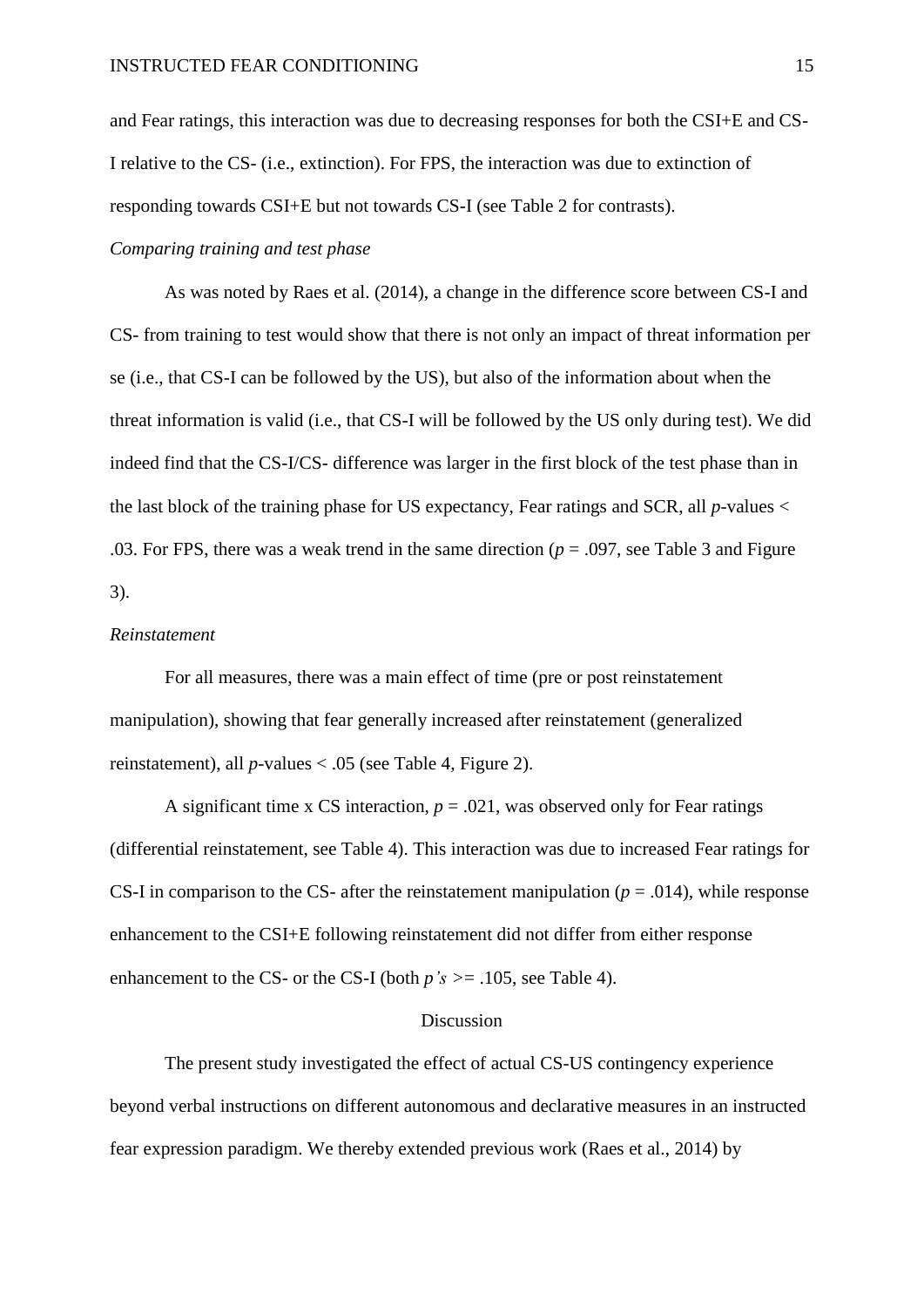and Fear ratings, this interaction was due to decreasing responses for both the CSI+E and CS-I relative to the CS- (i.e., extinction). For FPS, the interaction was due to extinction of responding towards CSI+E but not towards CS-I (see Table 2 for contrasts).

*Comparing training and test phase*

As was noted by Raes et al. (2014), a change in the difference score between CS-I and CS- from training to test would show that there is not only an impact of threat information per se (i.e., that CS-I can be followed by the US), but also of the information about when the threat information is valid (i.e., that CS-I will be followed by the US only during test). We did indeed find that the CS-I/CS- difference was larger in the first block of the test phase than in the last block of the training phase for US expectancy, Fear ratings and SCR, all $p$-values < .03. For FPS, there was a weak trend in the same direction ($p = .097$, see Table 3 and Figure 3).

*Reinstatement*

For all measures, there was a main effect of time (pre or post reinstatement manipulation), showing that fear generally increased after reinstatement (generalized reinstatement), all $p$-values < .05 (see Table 4, Figure 2).

A significant time x CS interaction, $p = .021$, was observed only for Fear ratings (differential reinstatement, see Table 4). This interaction was due to increased Fear ratings for CS-I in comparison to the CS- after the reinstatement manipulation ($p = .014$), while response enhancement to the CSI+E following reinstatement did not differ from either response enhancement to the CS- or the CS-I (both $p$'s >= .105, see Table 4).

## Discussion

The present study investigated the effect of actual CS-US contingency experience beyond verbal instructions on different autonomous and declarative measures in an instructed fear expression paradigm. We thereby extended previous work (Raes et al., 2014) by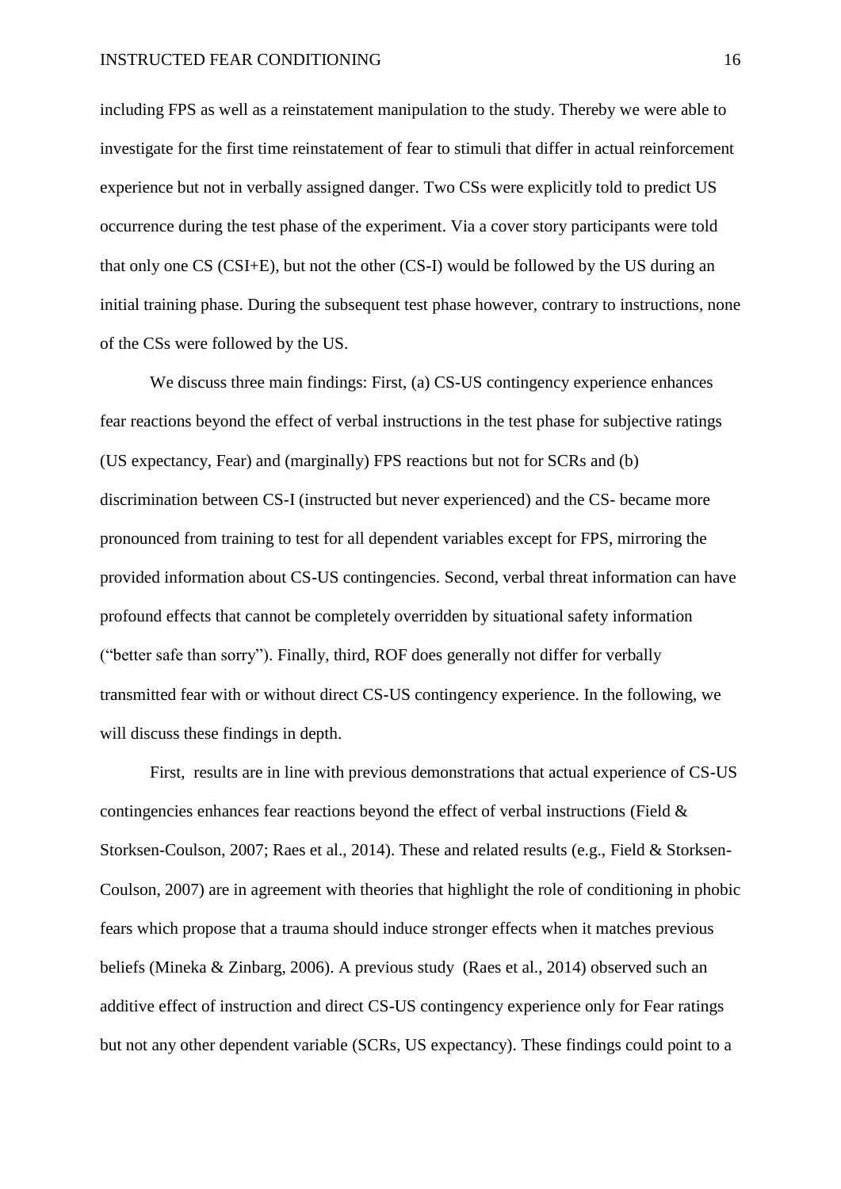including FPS as well as a reinstatement manipulation to the study. Thereby we were able to investigate for the first time reinstatement of fear to stimuli that differ in actual reinforcement experience but not in verbally assigned danger. Two CSs were explicitly told to predict US occurrence during the test phase of the experiment. Via a cover story participants were told that only one CS (CSI+E), but not the other (CS-I) would be followed by the US during an initial training phase. During the subsequent test phase however, contrary to instructions, none of the CSs were followed by the US.

We discuss three main findings: First, (a) CS-US contingency experience enhances fear reactions beyond the effect of verbal instructions in the test phase for subjective ratings (US expectancy, Fear) and (marginally) FPS reactions but not for SCRs and (b) discrimination between CS-I (instructed but never experienced) and the CS- became more pronounced from training to test for all dependent variables except for FPS, mirroring the provided information about CS-US contingencies. Second, verbal threat information can have profound effects that cannot be completely overridden by situational safety information ("better safe than sorry"). Finally, third, ROF does generally not differ for verbally transmitted fear with or without direct CS-US contingency experience. In the following, we will discuss these findings in depth.

First, results are in line with previous demonstrations that actual experience of CS-US contingencies enhances fear reactions beyond the effect of verbal instructions (Field & Storksen-Coulson, 2007; Raes et al., 2014). These and related results (e.g., Field & Storksen-Coulson, 2007) are in agreement with theories that highlight the role of conditioning in phobic fears which propose that a trauma should induce stronger effects when it matches previous beliefs (Mineka & Zinbarg, 2006). A previous study (Raes et al., 2014) observed such an additive effect of instruction and direct CS-US contingency experience only for Fear ratings but not any other dependent variable (SCRs, US expectancy). These findings could point to a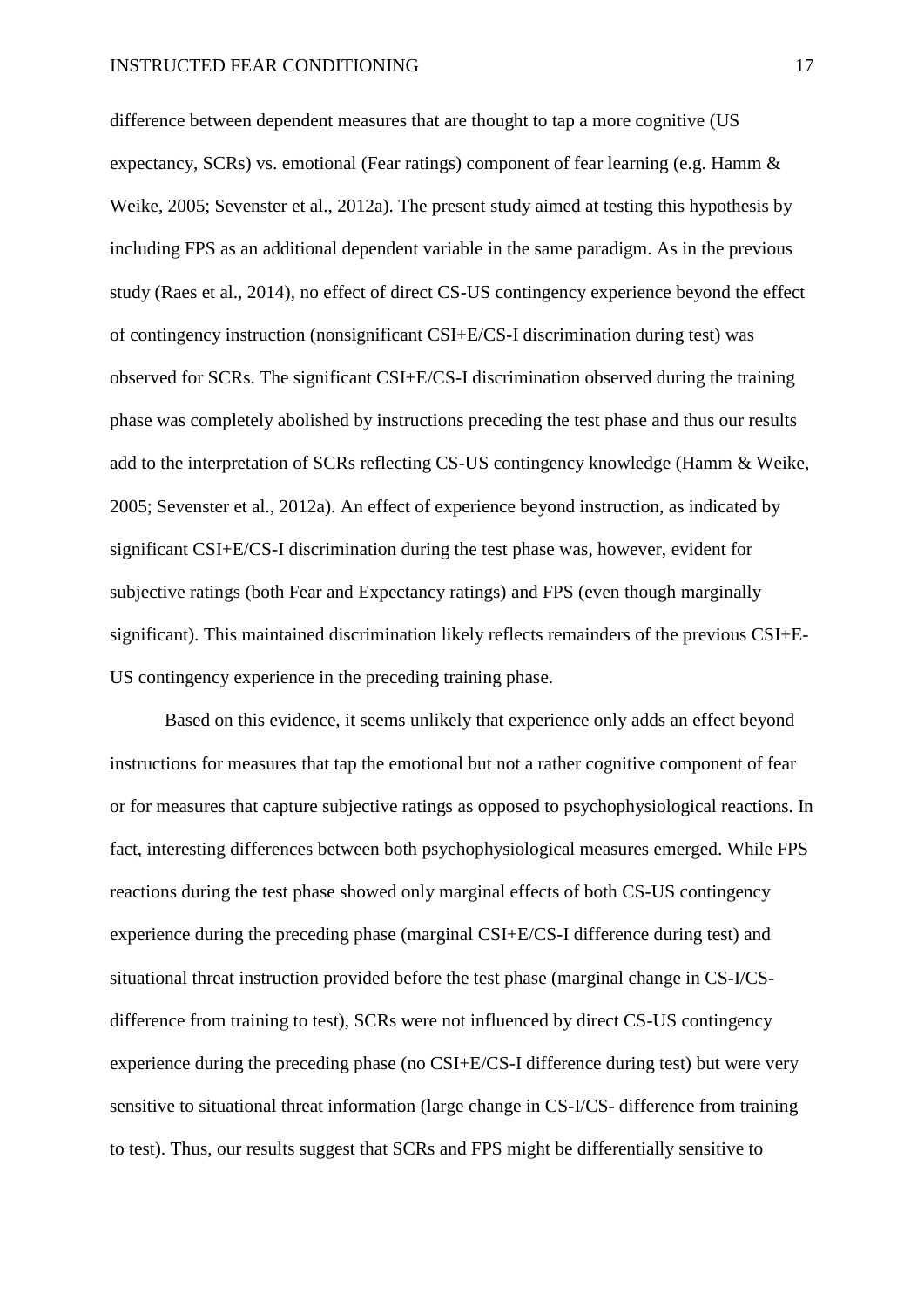difference between dependent measures that are thought to tap a more cognitive (US expectancy, SCRs) vs. emotional (Fear ratings) component of fear learning (e.g. Hamm & Weike, 2005; Sevenster et al., 2012a). The present study aimed at testing this hypothesis by including FPS as an additional dependent variable in the same paradigm. As in the previous study (Raes et al., 2014), no effect of direct CS-US contingency experience beyond the effect of contingency instruction (nonsignificant CSI+E/CS-I discrimination during test) was observed for SCRs. The significant CSI+E/CS-I discrimination observed during the training phase was completely abolished by instructions preceding the test phase and thus our results add to the interpretation of SCRs reflecting CS-US contingency knowledge (Hamm & Weike, 2005; Sevenster et al., 2012a). An effect of experience beyond instruction, as indicated by significant CSI+E/CS-I discrimination during the test phase was, however, evident for subjective ratings (both Fear and Expectancy ratings) and FPS (even though marginally significant). This maintained discrimination likely reflects remainders of the previous CSI+E-US contingency experience in the preceding training phase.

Based on this evidence, it seems unlikely that experience only adds an effect beyond instructions for measures that tap the emotional but not a rather cognitive component of fear or for measures that capture subjective ratings as opposed to psychophysiological reactions. In fact, interesting differences between both psychophysiological measures emerged. While FPS reactions during the test phase showed only marginal effects of both CS-US contingency experience during the preceding phase (marginal CSI+E/CS-I difference during test) and situational threat instruction provided before the test phase (marginal change in CS-I/CS- difference from training to test), SCRs were not influenced by direct CS-US contingency experience during the preceding phase (no CSI+E/CS-I difference during test) but were very sensitive to situational threat information (large change in CS-I/CS- difference from training to test). Thus, our results suggest that SCRs and FPS might be differentially sensitive to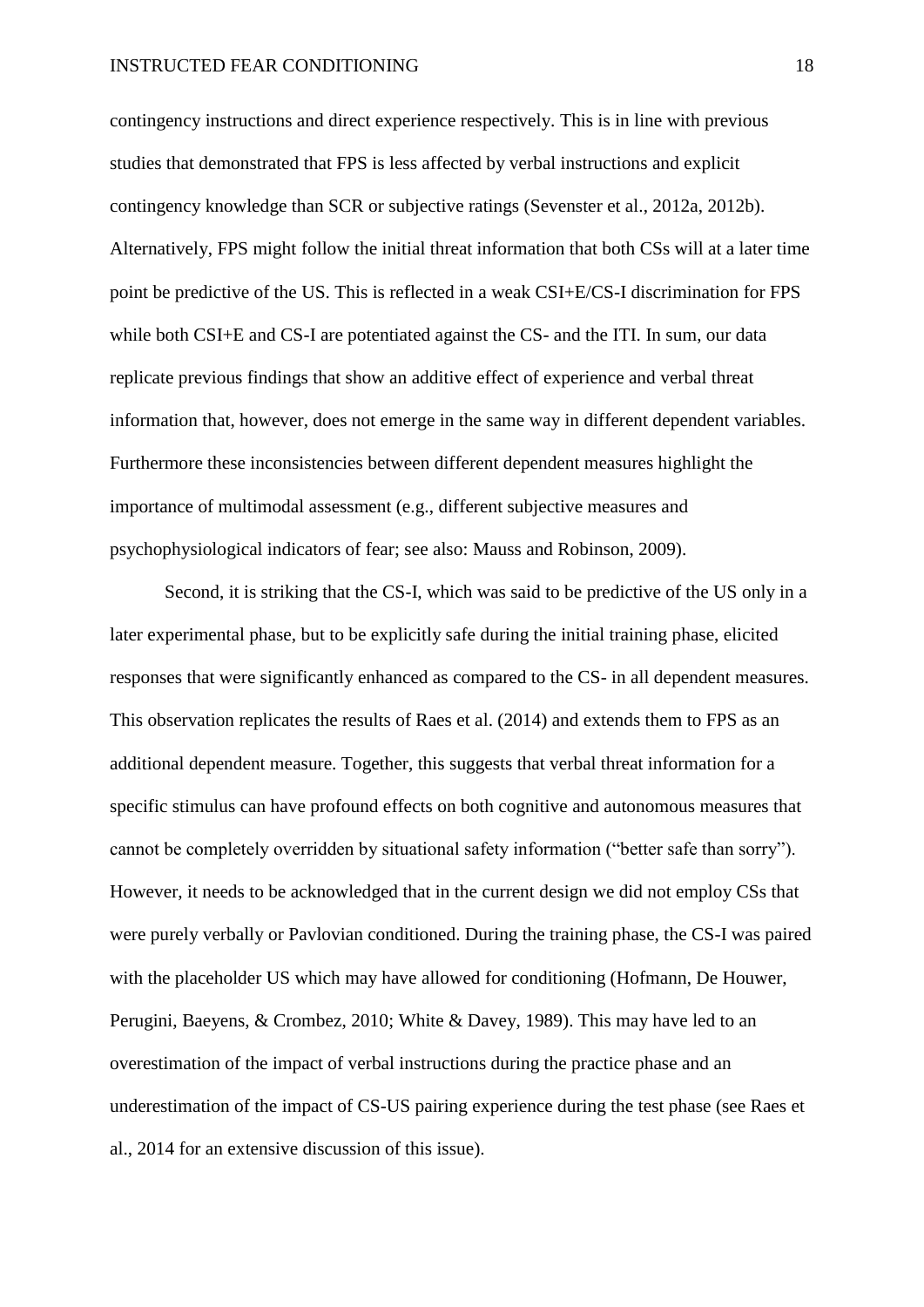contingency instructions and direct experience respectively. This is in line with previous studies that demonstrated that FPS is less affected by verbal instructions and explicit contingency knowledge than SCR or subjective ratings (Sevenster et al., 2012a, 2012b). Alternatively, FPS might follow the initial threat information that both CSs will at a later time point be predictive of the US. This is reflected in a weak CSI+E/CS-I discrimination for FPS while both CSI+E and CS-I are potentiated against the CS- and the ITI. In sum, our data replicate previous findings that show an additive effect of experience and verbal threat information that, however, does not emerge in the same way in different dependent variables. Furthermore these inconsistencies between different dependent measures highlight the importance of multimodal assessment (e.g., different subjective measures and psychophysiological indicators of fear; see also: Mauss and Robinson, 2009).

Second, it is striking that the CS-I, which was said to be predictive of the US only in a later experimental phase, but to be explicitly safe during the initial training phase, elicited responses that were significantly enhanced as compared to the CS- in all dependent measures. This observation replicates the results of Raes et al. (2014) and extends them to FPS as an additional dependent measure. Together, this suggests that verbal threat information for a specific stimulus can have profound effects on both cognitive and autonomous measures that cannot be completely overridden by situational safety information ("better safe than sorry"). However, it needs to be acknowledged that in the current design we did not employ CSs that were purely verbally or Pavlovian conditioned. During the training phase, the CS-I was paired with the placeholder US which may have allowed for conditioning (Hofmann, De Houwer, Perugini, Baeyens, & Crombez, 2010; White & Davey, 1989). This may have led to an overestimation of the impact of verbal instructions during the practice phase and an underestimation of the impact of CS-US pairing experience during the test phase (see Raes et al., 2014 for an extensive discussion of this issue).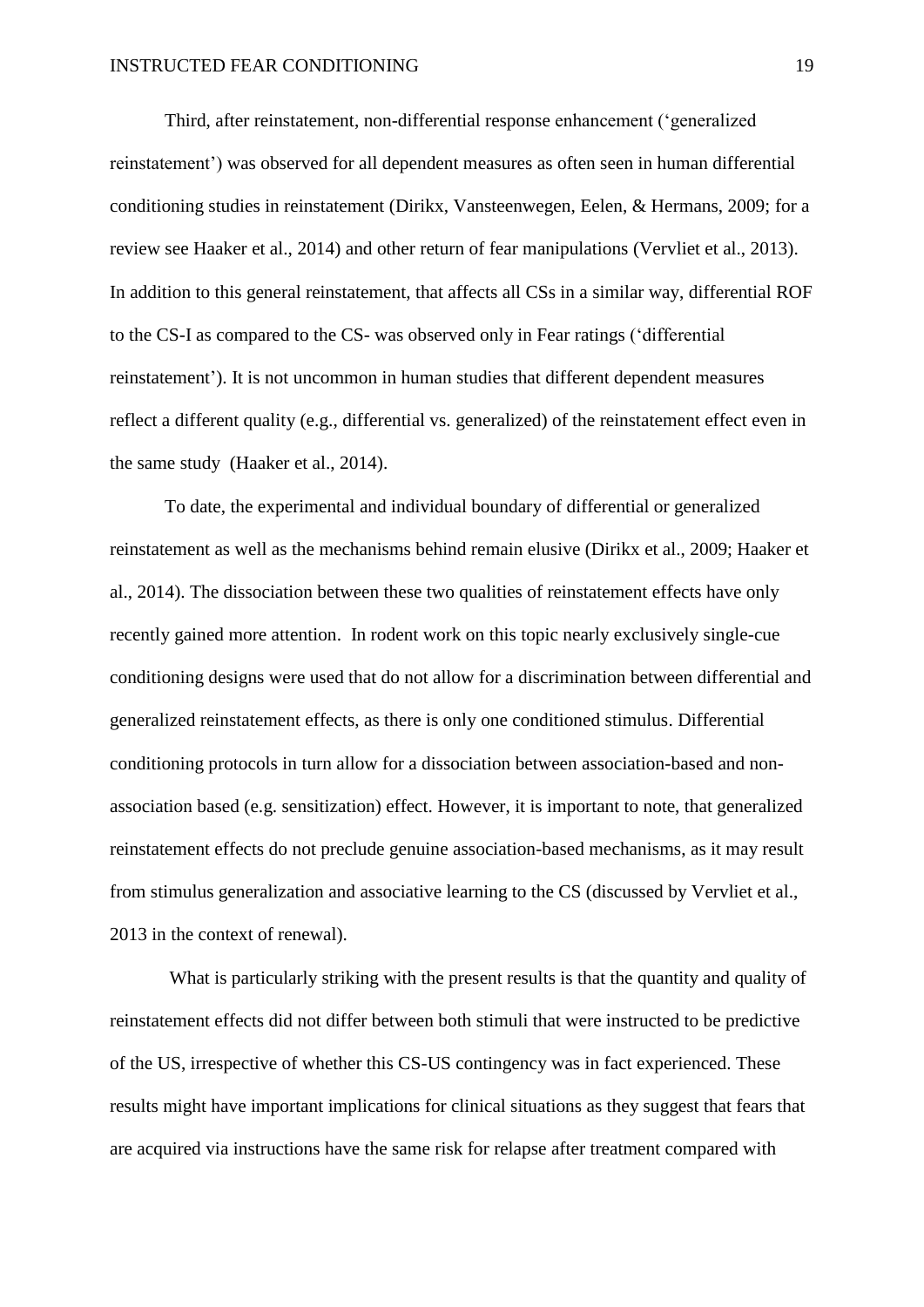Third, after reinstatement, non-differential response enhancement ('generalized reinstatement') was observed for all dependent measures as often seen in human differential conditioning studies in reinstatement (Dirikx, Vansteenwegen, Eelen, & Hermans, 2009; for a review see Haaker et al., 2014) and other return of fear manipulations (Vervliet et al., 2013). In addition to this general reinstatement, that affects all CSs in a similar way, differential ROF to the CS-I as compared to the CS- was observed only in Fear ratings ('differential reinstatement'). It is not uncommon in human studies that different dependent measures reflect a different quality (e.g., differential vs. generalized) of the reinstatement effect even in the same study (Haaker et al., 2014).

To date, the experimental and individual boundary of differential or generalized reinstatement as well as the mechanisms behind remain elusive (Dirikx et al., 2009; Haaker et al., 2014). The dissociation between these two qualities of reinstatement effects have only recently gained more attention. In rodent work on this topic nearly exclusively single-cue conditioning designs were used that do not allow for a discrimination between differential and generalized reinstatement effects, as there is only one conditioned stimulus. Differential conditioning protocols in turn allow for a dissociation between association-based and non-association based (e.g. sensitization) effect. However, it is important to note, that generalized reinstatement effects do not preclude genuine association-based mechanisms, as it may result from stimulus generalization and associative learning to the CS (discussed by Vervliet et al., 2013 in the context of renewal).

What is particularly striking with the present results is that the quantity and quality of reinstatement effects did not differ between both stimuli that were instructed to be predictive of the US, irrespective of whether this CS-US contingency was in fact experienced. These results might have important implications for clinical situations as they suggest that fears that are acquired via instructions have the same risk for relapse after treatment compared with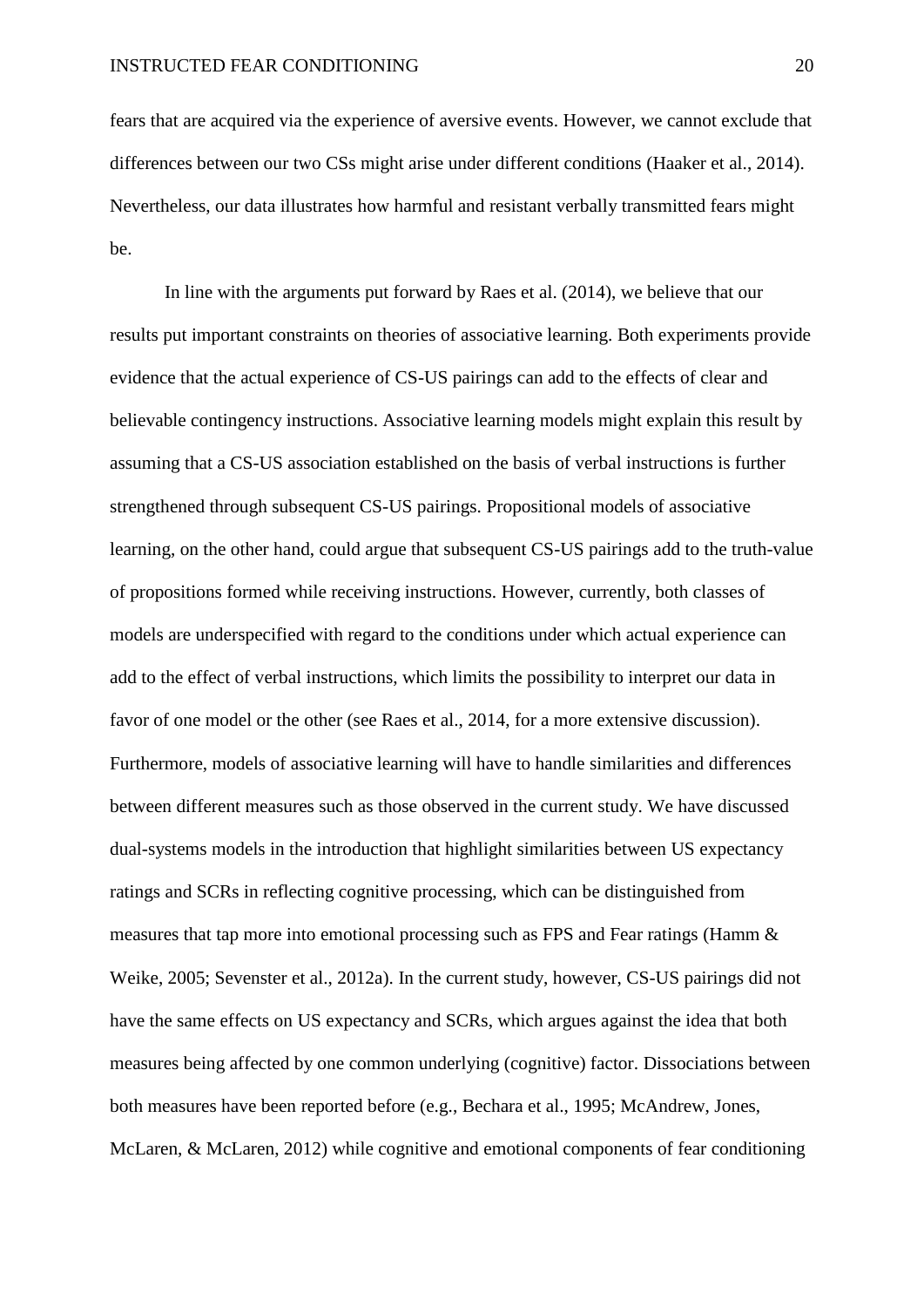fears that are acquired via the experience of aversive events. However, we cannot exclude that differences between our two CSs might arise under different conditions (Haaker et al., 2014). Nevertheless, our data illustrates how harmful and resistant verbally transmitted fears might be.

In line with the arguments put forward by Raes et al. (2014), we believe that our results put important constraints on theories of associative learning. Both experiments provide evidence that the actual experience of CS-US pairings can add to the effects of clear and believable contingency instructions. Associative learning models might explain this result by assuming that a CS-US association established on the basis of verbal instructions is further strengthened through subsequent CS-US pairings. Propositional models of associative learning, on the other hand, could argue that subsequent CS-US pairings add to the truth-value of propositions formed while receiving instructions. However, currently, both classes of models are underspecified with regard to the conditions under which actual experience can add to the effect of verbal instructions, which limits the possibility to interpret our data in favor of one model or the other (see Raes et al., 2014, for a more extensive discussion). Furthermore, models of associative learning will have to handle similarities and differences between different measures such as those observed in the current study. We have discussed dual-systems models in the introduction that highlight similarities between US expectancy ratings and SCRs in reflecting cognitive processing, which can be distinguished from measures that tap more into emotional processing such as FPS and Fear ratings (Hamm & Weike, 2005; Sevenster et al., 2012a). In the current study, however, CS-US pairings did not have the same effects on US expectancy and SCRs, which argues against the idea that both measures being affected by one common underlying (cognitive) factor. Dissociations between both measures have been reported before (e.g., Bechara et al., 1995; McAndrew, Jones, McLaren, & McLaren, 2012) while cognitive and emotional components of fear conditioning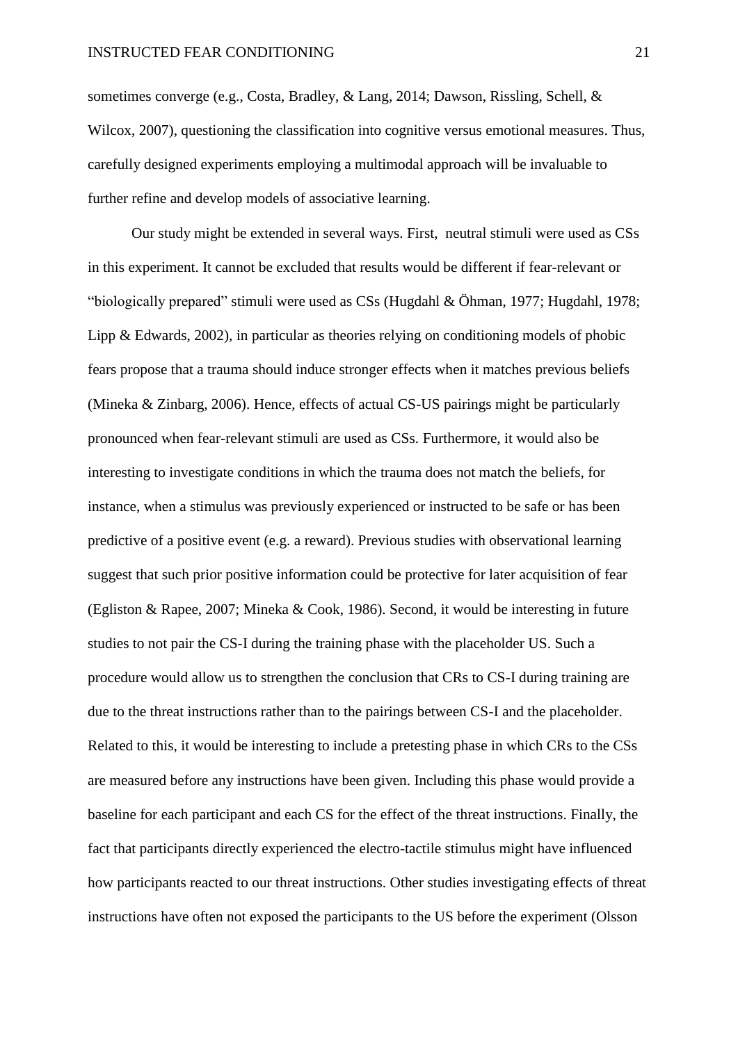sometimes converge (e.g., Costa, Bradley, & Lang, 2014; Dawson, Rissling, Schell, & Wilcox, 2007), questioning the classification into cognitive versus emotional measures. Thus, carefully designed experiments employing a multimodal approach will be invaluable to further refine and develop models of associative learning.

Our study might be extended in several ways. First, neutral stimuli were used as CSs in this experiment. It cannot be excluded that results would be different if fear-relevant or "biologically prepared" stimuli were used as CSs (Hugdahl & Öhman, 1977; Hugdahl, 1978; Lipp & Edwards, 2002), in particular as theories relying on conditioning models of phobic fears propose that a trauma should induce stronger effects when it matches previous beliefs (Mineka & Zinbarg, 2006). Hence, effects of actual CS-US pairings might be particularly pronounced when fear-relevant stimuli are used as CSs. Furthermore, it would also be interesting to investigate conditions in which the trauma does not match the beliefs, for instance, when a stimulus was previously experienced or instructed to be safe or has been predictive of a positive event (e.g. a reward). Previous studies with observational learning suggest that such prior positive information could be protective for later acquisition of fear (Egliston & Rapee, 2007; Mineka & Cook, 1986). Second, it would be interesting in future studies to not pair the CS-I during the training phase with the placeholder US. Such a procedure would allow us to strengthen the conclusion that CRs to CS-I during training are due to the threat instructions rather than to the pairings between CS-I and the placeholder. Related to this, it would be interesting to include a pretesting phase in which CRs to the CSs are measured before any instructions have been given. Including this phase would provide a baseline for each participant and each CS for the effect of the threat instructions. Finally, the fact that participants directly experienced the electro-tactile stimulus might have influenced how participants reacted to our threat instructions. Other studies investigating effects of threat instructions have often not exposed the participants to the US before the experiment (Olsson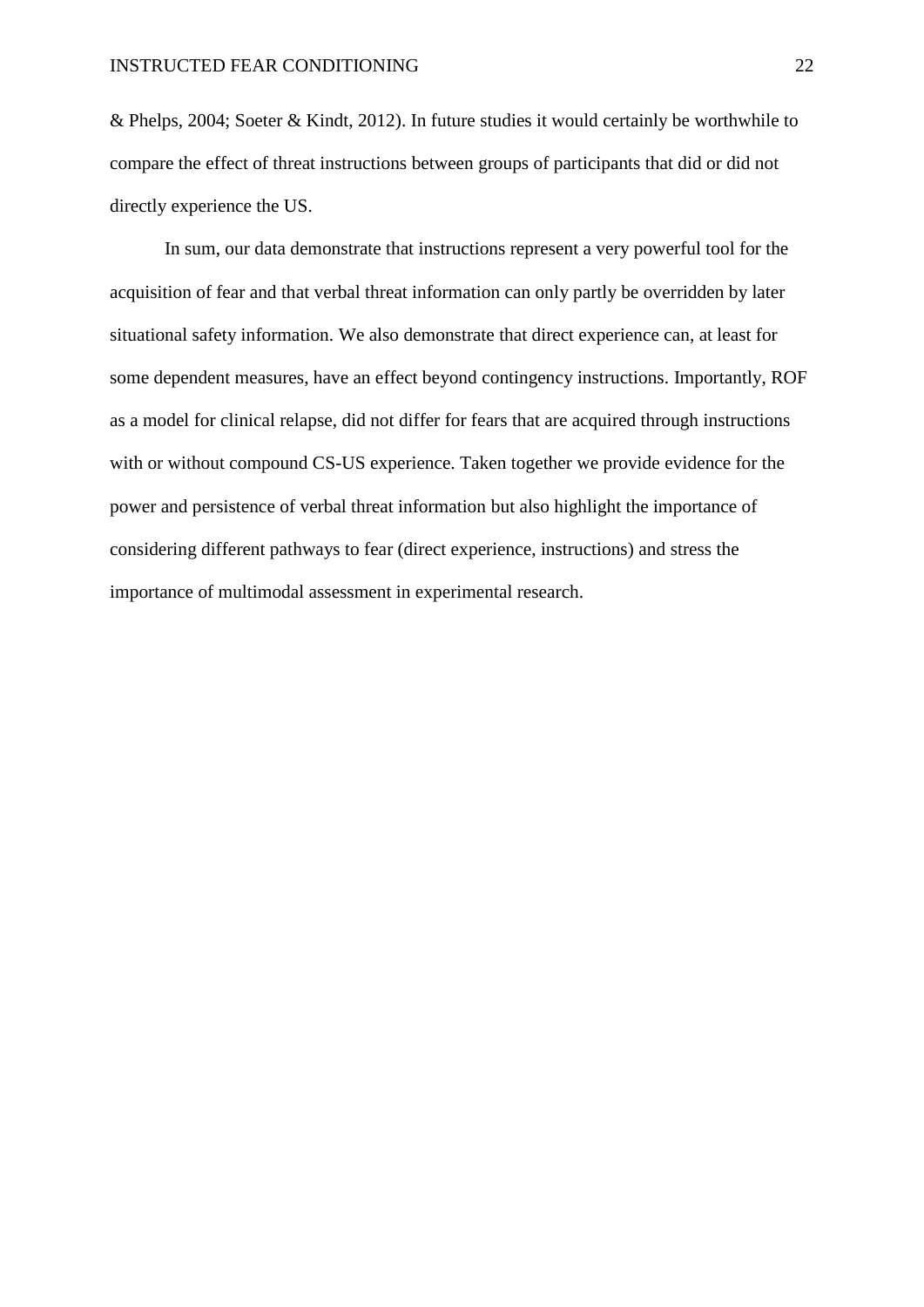& Phelps, 2004; Soeter & Kindt, 2012). In future studies it would certainly be worthwhile to compare the effect of threat instructions between groups of participants that did or did not directly experience the US.

In sum, our data demonstrate that instructions represent a very powerful tool for the acquisition of fear and that verbal threat information can only partly be overridden by later situational safety information. We also demonstrate that direct experience can, at least for some dependent measures, have an effect beyond contingency instructions. Importantly, ROF as a model for clinical relapse, did not differ for fears that are acquired through instructions with or without compound CS-US experience. Taken together we provide evidence for the power and persistence of verbal threat information but also highlight the importance of considering different pathways to fear (direct experience, instructions) and stress the importance of multimodal assessment in experimental research.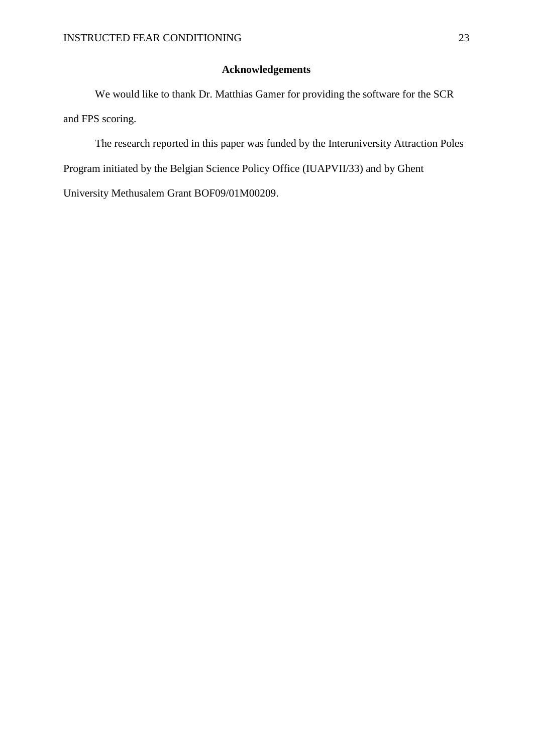## Acknowledgements

We would like to thank Dr. Matthias Gamer for providing the software for the SCR and FPS scoring.

The research reported in this paper was funded by the Interuniversity Attraction Poles Program initiated by the Belgian Science Policy Office (IUAPVII/33) and by Ghent University Methusalem Grant BOF09/01M00209.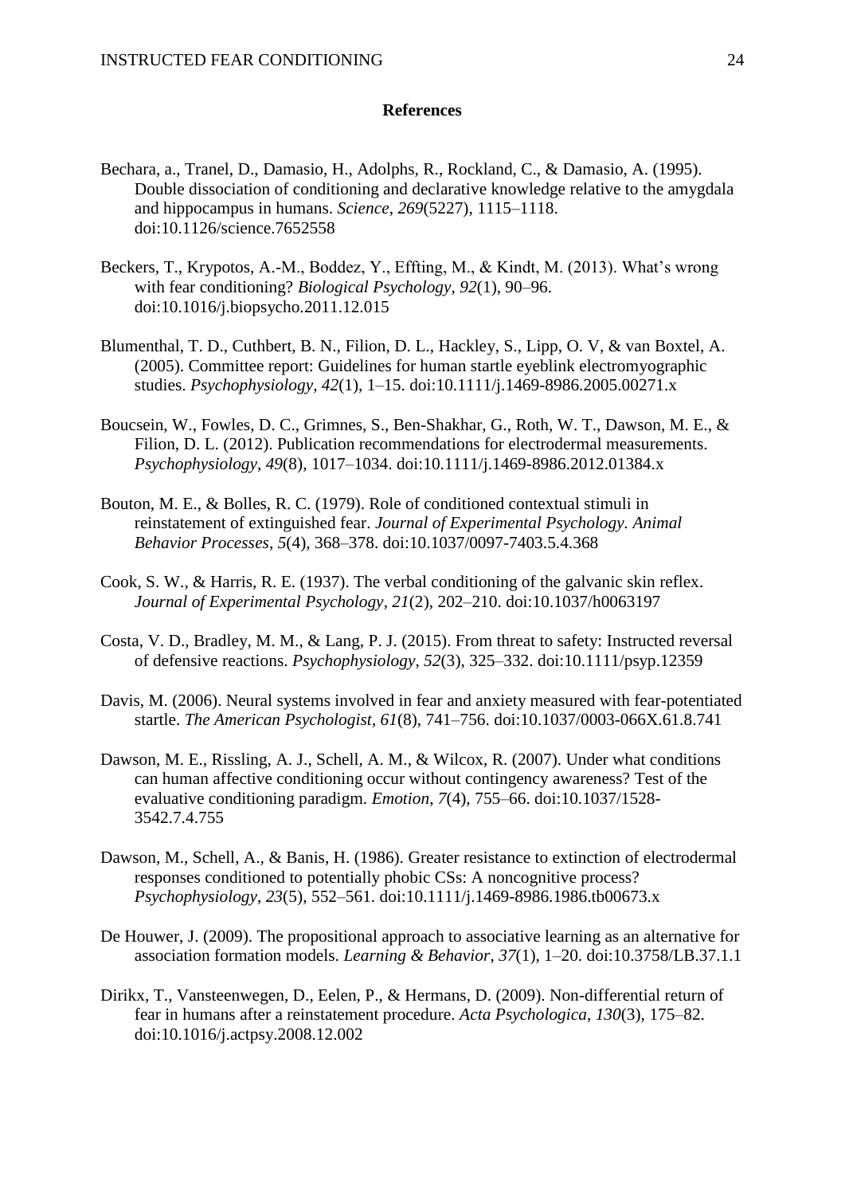## References

Bechara, a., Tranel, D., Damasio, H., Adolphs, R., Rockland, C., & Damasio, A. (1995). Double dissociation of conditioning and declarative knowledge relative to the amygdala and hippocampus in humans. *Science*, *269*(5227), 1115–1118. doi:10.1126/science.7652558

Beckers, T., Krypotos, A.-M., Boddez, Y., Effting, M., & Kindt, M. (2013). What's wrong with fear conditioning? *Biological Psychology*, *92*(1), 90–96. doi:10.1016/j.biopsycho.2011.12.015

Blumenthal, T. D., Cuthbert, B. N., Filion, D. L., Hackley, S., Lipp, O. V, & van Boxtel, A. (2005). Committee report: Guidelines for human startle eyeblink electromyographic studies. *Psychophysiology*, *42*(1), 1–15. doi:10.1111/j.1469-8986.2005.00271.x

Boucsein, W., Fowles, D. C., Grimnes, S., Ben-Shakhar, G., Roth, W. T., Dawson, M. E., & Filion, D. L. (2012). Publication recommendations for electrodermal measurements. *Psychophysiology*, *49*(8), 1017–1034. doi:10.1111/j.1469-8986.2012.01384.x

Bouton, M. E., & Bolles, R. C. (1979). Role of conditioned contextual stimuli in reinstatement of extinguished fear. *Journal of Experimental Psychology. Animal Behavior Processes*, *5*(4), 368–378. doi:10.1037/0097-7403.5.4.368

Cook, S. W., & Harris, R. E. (1937). The verbal conditioning of the galvanic skin reflex. *Journal of Experimental Psychology*, *21*(2), 202–210. doi:10.1037/h0063197

Costa, V. D., Bradley, M. M., & Lang, P. J. (2015). From threat to safety: Instructed reversal of defensive reactions. *Psychophysiology*, *52*(3), 325–332. doi:10.1111/psyp.12359

Davis, M. (2006). Neural systems involved in fear and anxiety measured with fear-potentiated startle. *The American Psychologist*, *61*(8), 741–756. doi:10.1037/0003-066X.61.8.741

Dawson, M. E., Rissling, A. J., Schell, A. M., & Wilcox, R. (2007). Under what conditions can human affective conditioning occur without contingency awareness? Test of the evaluative conditioning paradigm. *Emotion*, *7*(4), 755–66. doi:10.1037/1528-3542.7.4.755

Dawson, M., Schell, A., & Banis, H. (1986). Greater resistance to extinction of electrodermal responses conditioned to potentially phobic CSs: A noncognitive process? *Psychophysiology*, *23*(5), 552–561. doi:10.1111/j.1469-8986.1986.tb00673.x

De Houwer, J. (2009). The propositional approach to associative learning as an alternative for association formation models. *Learning & Behavior*, *37*(1), 1–20. doi:10.3758/LB.37.1.1

Dirikx, T., Vansteenwegen, D., Eelen, P., & Hermans, D. (2009). Non-differential return of fear in humans after a reinstatement procedure. *Acta Psychologica*, *130*(3), 175–82. doi:10.1016/j.actpsy.2008.12.002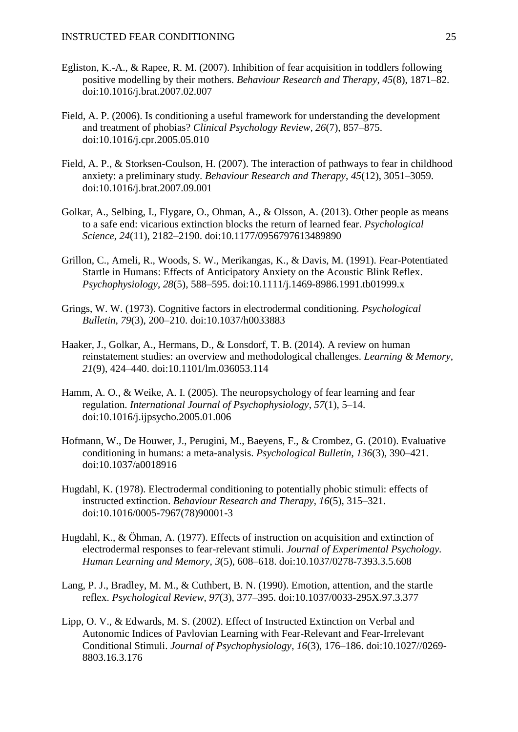Egliston, K.-A., & Rapee, R. M. (2007). Inhibition of fear acquisition in toddlers following positive modelling by their mothers. *Behaviour Research and Therapy*, *45*(8), 1871–82. doi:10.1016/j.brat.2007.02.007

Field, A. P. (2006). Is conditioning a useful framework for understanding the development and treatment of phobias? *Clinical Psychology Review*, *26*(7), 857–875. doi:10.1016/j.cpr.2005.05.010

Field, A. P., & Storksen-Coulson, H. (2007). The interaction of pathways to fear in childhood anxiety: a preliminary study. *Behaviour Research and Therapy*, *45*(12), 3051–3059. doi:10.1016/j.brat.2007.09.001

Golkar, A., Selbing, I., Flygare, O., Ohman, A., & Olsson, A. (2013). Other people as means to a safe end: vicarious extinction blocks the return of learned fear. *Psychological Science*, *24*(11), 2182–2190. doi:10.1177/0956797613489890

Grillon, C., Ameli, R., Woods, S. W., Merikangas, K., & Davis, M. (1991). Fear-Potentiated Startle in Humans: Effects of Anticipatory Anxiety on the Acoustic Blink Reflex. *Psychophysiology*, *28*(5), 588–595. doi:10.1111/j.1469-8986.1991.tb01999.x

Grings, W. W. (1973). Cognitive factors in electrodermal conditioning. *Psychological Bulletin*, *79*(3), 200–210. doi:10.1037/h0033883

Haaker, J., Golkar, A., Hermans, D., & Lonsdorf, T. B. (2014). A review on human reinstatement studies: an overview and methodological challenges. *Learning & Memory*, *21*(9), 424–440. doi:10.1101/lm.036053.114

Hamm, A. O., & Weike, A. I. (2005). The neuropsychology of fear learning and fear regulation. *International Journal of Psychophysiology*, *57*(1), 5–14. doi:10.1016/j.ijpsycho.2005.01.006

Hofmann, W., De Houwer, J., Perugini, M., Baeyens, F., & Crombez, G. (2010). Evaluative conditioning in humans: a meta-analysis. *Psychological Bulletin*, *136*(3), 390–421. doi:10.1037/a0018916

Hugdahl, K. (1978). Electrodermal conditioning to potentially phobic stimuli: effects of instructed extinction. *Behaviour Research and Therapy*, *16*(5), 315–321. doi:10.1016/0005-7967(78)90001-3

Hugdahl, K., & Öhman, A. (1977). Effects of instruction on acquisition and extinction of electrodermal responses to fear-relevant stimuli. *Journal of Experimental Psychology. Human Learning and Memory*, *3*(5), 608–618. doi:10.1037/0278-7393.3.5.608

Lang, P. J., Bradley, M. M., & Cuthbert, B. N. (1990). Emotion, attention, and the startle reflex. *Psychological Review*, *97*(3), 377–395. doi:10.1037/0033-295X.97.3.377

Lipp, O. V., & Edwards, M. S. (2002). Effect of Instructed Extinction on Verbal and Autonomic Indices of Pavlovian Learning with Fear-Relevant and Fear-Irrelevant Conditional Stimuli. *Journal of Psychophysiology*, *16*(3), 176–186. doi:10.1027//0269-8803.16.3.176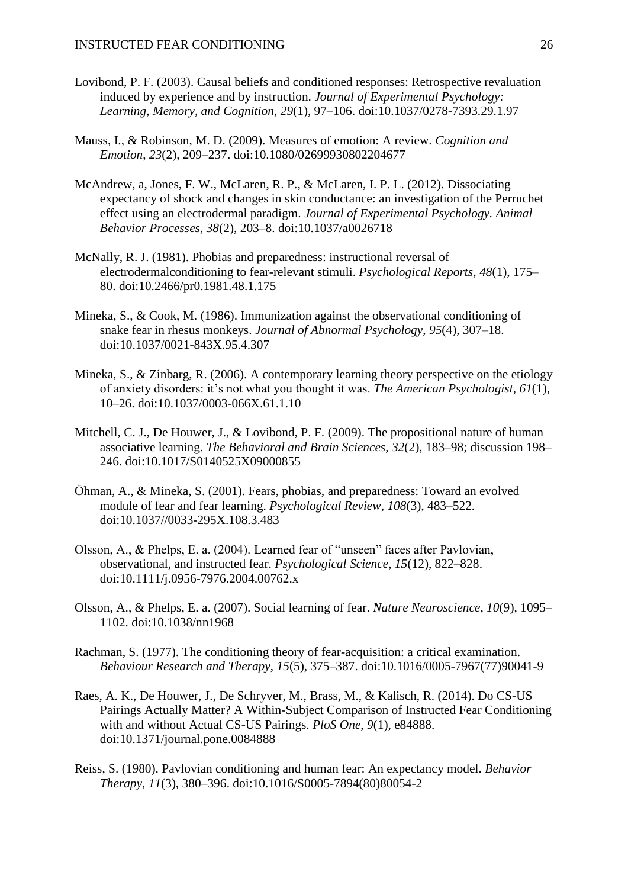Lovibond, P. F. (2003). Causal beliefs and conditioned responses: Retrospective revaluation induced by experience and by instruction. *Journal of Experimental Psychology: Learning, Memory, and Cognition*, *29*(1), 97–106. doi:10.1037/0278-7393.29.1.97

Mauss, I., & Robinson, M. D. (2009). Measures of emotion: A review. *Cognition and Emotion*, *23*(2), 209–237. doi:10.1080/02699930802204677

McAndrew, a, Jones, F. W., McLaren, R. P., & McLaren, I. P. L. (2012). Dissociating expectancy of shock and changes in skin conductance: an investigation of the Perruchet effect using an electrodermal paradigm. *Journal of Experimental Psychology. Animal Behavior Processes*, *38*(2), 203–8. doi:10.1037/a0026718

McNally, R. J. (1981). Phobias and preparedness: instructional reversal of electrodermalconditioning to fear-relevant stimuli. *Psychological Reports*, *48*(1), 175–80. doi:10.2466/pr0.1981.48.1.175

Mineka, S., & Cook, M. (1986). Immunization against the observational conditioning of snake fear in rhesus monkeys. *Journal of Abnormal Psychology*, *95*(4), 307–18. doi:10.1037/0021-843X.95.4.307

Mineka, S., & Zinbarg, R. (2006). A contemporary learning theory perspective on the etiology of anxiety disorders: it's not what you thought it was. *The American Psychologist*, *61*(1), 10–26. doi:10.1037/0003-066X.61.1.10

Mitchell, C. J., De Houwer, J., & Lovibond, P. F. (2009). The propositional nature of human associative learning. *The Behavioral and Brain Sciences*, *32*(2), 183–98; discussion 198–246. doi:10.1017/S0140525X09000855

Öhman, A., & Mineka, S. (2001). Fears, phobias, and preparedness: Toward an evolved module of fear and fear learning. *Psychological Review*, *108*(3), 483–522. doi:10.1037//0033-295X.108.3.483

Olsson, A., & Phelps, E. a. (2004). Learned fear of "unseen" faces after Pavlovian, observational, and instructed fear. *Psychological Science*, *15*(12), 822–828. doi:10.1111/j.0956-7976.2004.00762.x

Olsson, A., & Phelps, E. a. (2007). Social learning of fear. *Nature Neuroscience*, *10*(9), 1095–1102. doi:10.1038/nn1968

Rachman, S. (1977). The conditioning theory of fear-acquisition: a critical examination. *Behaviour Research and Therapy*, *15*(5), 375–387. doi:10.1016/0005-7967(77)90041-9

Raes, A. K., De Houwer, J., De Schryver, M., Brass, M., & Kalisch, R. (2014). Do CS-US Pairings Actually Matter? A Within-Subject Comparison of Instructed Fear Conditioning with and without Actual CS-US Pairings. *PloS One*, *9*(1), e84888. doi:10.1371/journal.pone.0084888

Reiss, S. (1980). Pavlovian conditioning and human fear: An expectancy model. *Behavior Therapy*, *11*(3), 380–396. doi:10.1016/S0005-7894(80)80054-2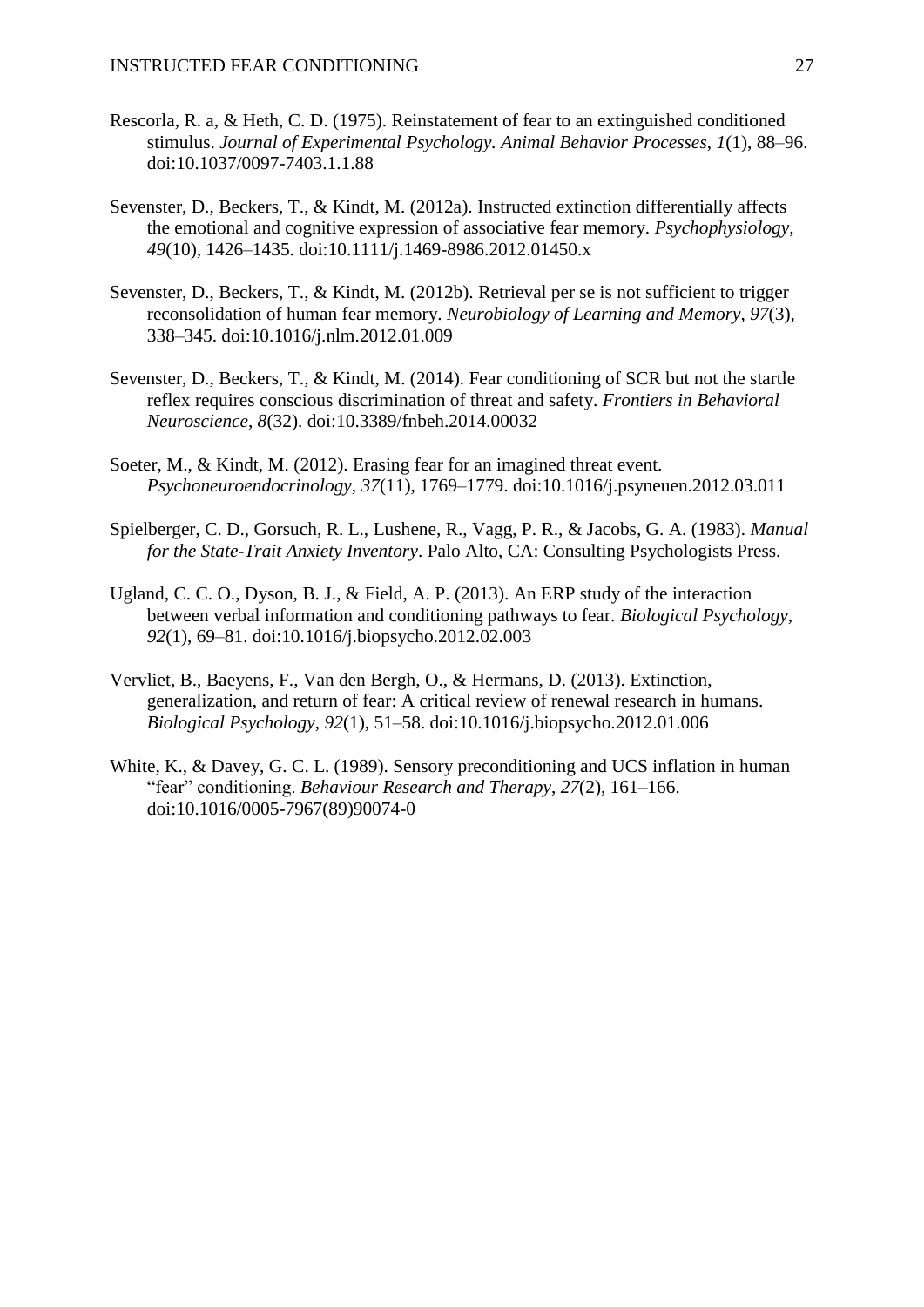Rescorla, R. a, & Heth, C. D. (1975). Reinstatement of fear to an extinguished conditioned stimulus. *Journal of Experimental Psychology. Animal Behavior Processes*, *1*(1), 88–96. doi:10.1037/0097-7403.1.1.88

Sevenster, D., Beckers, T., & Kindt, M. (2012a). Instructed extinction differentially affects the emotional and cognitive expression of associative fear memory. *Psychophysiology*, *49*(10), 1426–1435. doi:10.1111/j.1469-8986.2012.01450.x

Sevenster, D., Beckers, T., & Kindt, M. (2012b). Retrieval per se is not sufficient to trigger reconsolidation of human fear memory. *Neurobiology of Learning and Memory*, *97*(3), 338–345. doi:10.1016/j.nlm.2012.01.009

Sevenster, D., Beckers, T., & Kindt, M. (2014). Fear conditioning of SCR but not the startle reflex requires conscious discrimination of threat and safety. *Frontiers in Behavioral Neuroscience*, *8*(32). doi:10.3389/fnbeh.2014.00032

Soeter, M., & Kindt, M. (2012). Erasing fear for an imagined threat event. *Psychoneuroendocrinology*, *37*(11), 1769–1779. doi:10.1016/j.psyneuen.2012.03.011

Spielberger, C. D., Gorsuch, R. L., Lushene, R., Vagg, P. R., & Jacobs, G. A. (1983). *Manual for the State-Trait Anxiety Inventory*. Palo Alto, CA: Consulting Psychologists Press.

Ugland, C. C. O., Dyson, B. J., & Field, A. P. (2013). An ERP study of the interaction between verbal information and conditioning pathways to fear. *Biological Psychology*, *92*(1), 69–81. doi:10.1016/j.biopsycho.2012.02.003

Vervliet, B., Baeyens, F., Van den Bergh, O., & Hermans, D. (2013). Extinction, generalization, and return of fear: A critical review of renewal research in humans. *Biological Psychology*, *92*(1), 51–58. doi:10.1016/j.biopsycho.2012.01.006

White, K., & Davey, G. C. L. (1989). Sensory preconditioning and UCS inflation in human "fear" conditioning. *Behaviour Research and Therapy*, *27*(2), 161–166. doi:10.1016/0005-7967(89)90074-0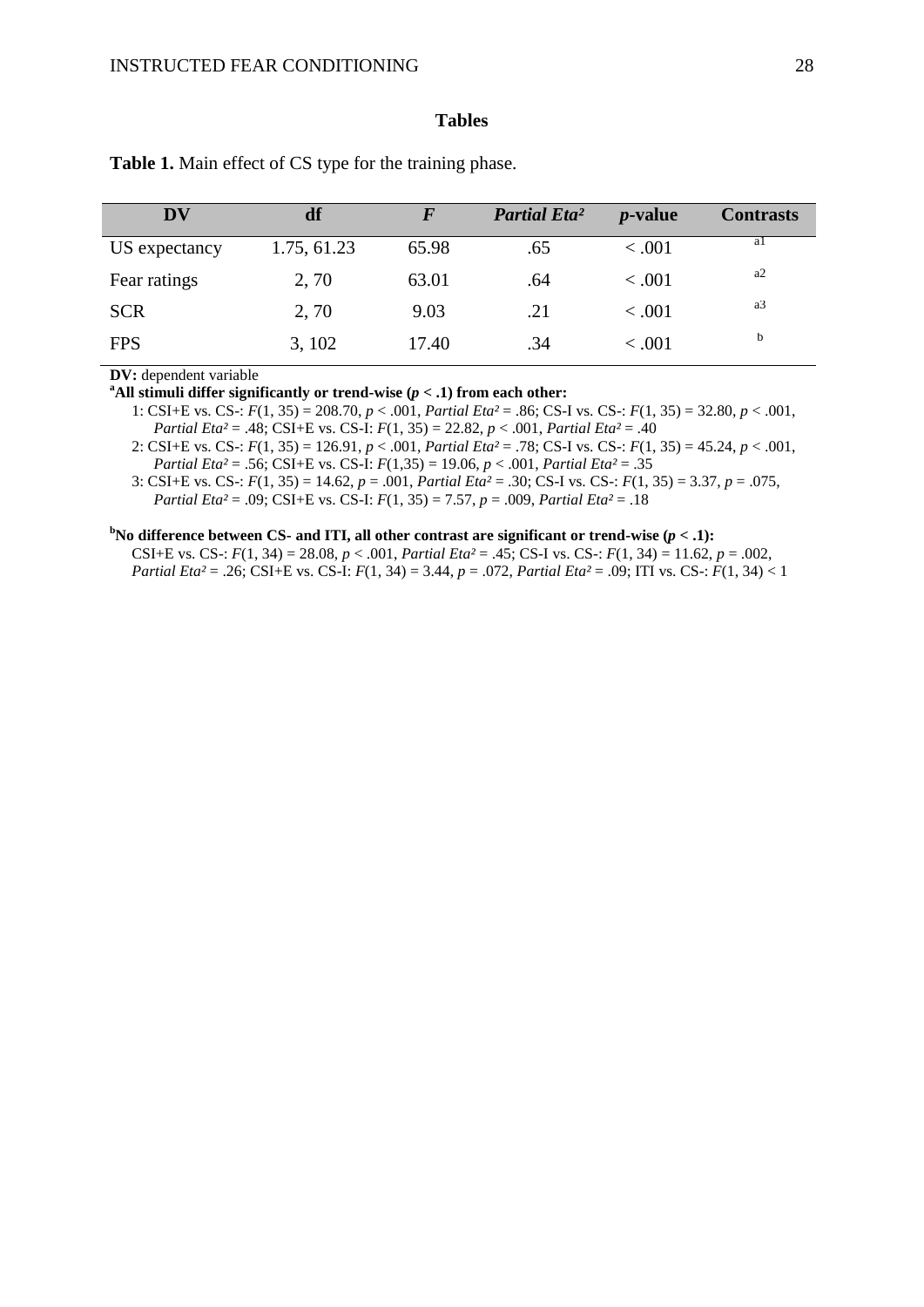## Tables

**Table 1.** Main effect of CS type for the training phase.

| DV | df | *F* | *Partial Eta²* | *p*-value | Contrasts |
|---|---|---|---|---|---|
| US expectancy | 1.75, 61.23 | 65.98 | .65 | < .001 | a1 |
| Fear ratings | 2, 70 | 63.01 | .64 | < .001 | a2 |
| SCR | 2, 70 | 9.03 | .21 | < .001 | a3 |
| FPS | 3, 102 | 17.40 | .34 | < .001 | b |

**DV:** dependent variable

**[a]All stimuli differ significantly or trend-wise ($p < .1$) from each other:**

1: CSI+E vs. CS-: $F(1, 35) = 208.70$, $p < .001$, *Partial Eta²* = .86; CS-I vs. CS-: $F(1, 35) = 32.80$, $p < .001$, *Partial Eta²* = .48; CSI+E vs. CS-I: $F(1, 35) = 22.82$, $p < .001$, *Partial Eta²* = .40

2: CSI+E vs. CS-: $F(1, 35) = 126.91$, $p < .001$, *Partial Eta²* = .78; CS-I vs. CS-: $F(1, 35) = 45.24$, $p < .001$, *Partial Eta²* = .56; CSI+E vs. CS-I: $F(1,35) = 19.06$, $p < .001$, *Partial Eta²* = .35

3: CSI+E vs. CS-: $F(1, 35) = 14.62$, $p = .001$, *Partial Eta²* = .30; CS-I vs. CS-: $F(1, 35) = 3.37$, $p = .075$, *Partial Eta²* = .09; CSI+E vs. CS-I: $F(1, 35) = 7.57$, $p = .009$, *Partial Eta²* = .18

**[b]No difference between CS- and ITI, all other contrast are significant or trend-wise ($p < .1$):**

CSI+E vs. CS-: $F(1, 34) = 28.08$, $p < .001$, *Partial Eta²* = .45; CS-I vs. CS-: $F(1, 34) = 11.62$, $p = .002$, *Partial Eta²* = .26; CSI+E vs. CS-I: $F(1, 34) = 3.44$, $p = .072$, *Partial Eta²* = .09; ITI vs. CS-: $F(1, 34) < 1$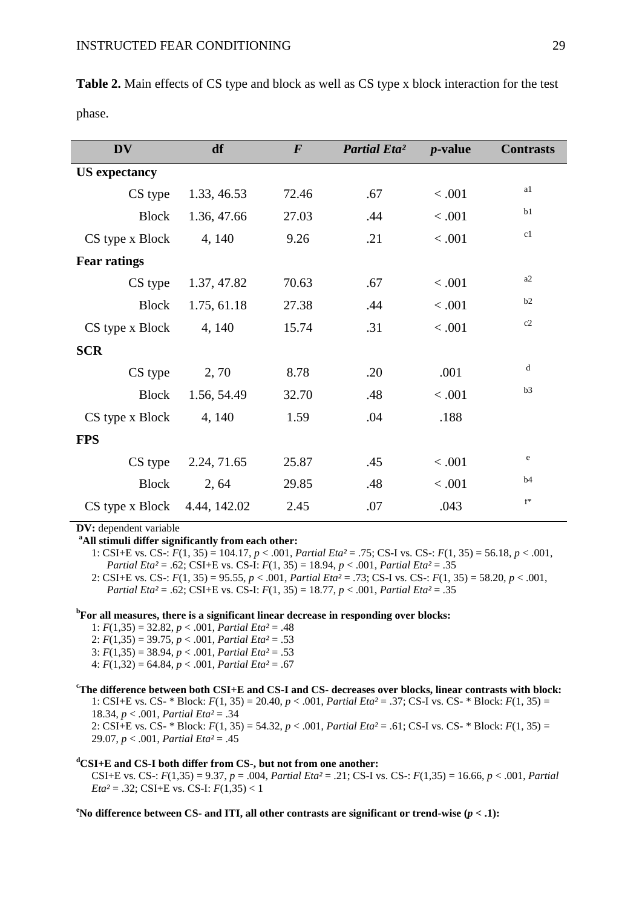**Table 2.** Main effects of CS type and block as well as CS type x block interaction for the test phase.

| DV | df | *F* | *Partial Eta²* | *p*-value | Contrasts |
|---|---|---|---|---|---|
| **US expectancy** | | | | | |
| CS type | 1.33, 46.53 | 72.46 | .67 | < .001 | a1 |
| Block | 1.36, 47.66 | 27.03 | .44 | < .001 | b1 |
| CS type x Block | 4, 140 | 9.26 | .21 | < .001 | c1 |
| **Fear ratings** | | | | | |
| CS type | 1.37, 47.82 | 70.63 | .67 | < .001 | a2 |
| Block | 1.75, 61.18 | 27.38 | .44 | < .001 | b2 |
| CS type x Block | 4, 140 | 15.74 | .31 | < .001 | c2 |
| **SCR** | | | | | |
| CS type | 2, 70 | 8.78 | .20 | .001 | d |
| Block | 1.56, 54.49 | 32.70 | .48 | < .001 | b3 |
| CS type x Block | 4, 140 | 1.59 | .04 | .188 | |
| **FPS** | | | | | |
| CS type | 2.24, 71.65 | 25.87 | .45 | < .001 | e |
| Block | 2, 64 | 29.85 | .48 | < .001 | b4 |
| CS type x Block | 4.44, 142.02 | 2.45 | .07 | .043 | f* |

**DV:** dependent variable

**[a]All stimuli differ significantly from each other:**

1: CSI+E vs. CS-: $F(1, 35) = 104.17$, $p < .001$, *Partial Eta²* = .75; CS-I vs. CS-: $F(1, 35) = 56.18$, $p < .001$, *Partial Eta²* = .62; CSI+E vs. CS-I: $F(1, 35) = 18.94$, $p < .001$, *Partial Eta²* = .35

2: CSI+E vs. CS-: $F(1, 35) = 95.55$, $p < .001$, *Partial Eta²* = .73; CS-I vs. CS-: $F(1, 35) = 58.20$, $p < .001$, *Partial Eta²* = .62; CSI+E vs. CS-I: $F(1, 35) = 18.77$, $p < .001$, *Partial Eta²* = .35

**[b]For all measures, there is a significant linear decrease in responding over blocks:**

1: $F(1,35) = 32.82$, $p < .001$, *Partial Eta²* = .48

2: $F(1,35) = 39.75$, $p < .001$, *Partial Eta²* = .53

3: $F(1,35) = 38.94$, $p < .001$, *Partial Eta²* = .53

4: $F(1,32) = 64.84$, $p < .001$, *Partial Eta²* = .67

**[c]The difference between both CSI+E and CS-I and CS- decreases over blocks, linear contrasts with block:**

1: CSI+E vs. CS- * Block: $F(1, 35) = 20.40$, $p < .001$, *Partial Eta²* = .37; CS-I vs. CS- * Block: $F(1, 35) = 18.34$, $p < .001$, *Partial Eta²* = .34

2: CSI+E vs. CS- * Block: $F(1, 35) = 54.32$, $p < .001$, *Partial Eta²* = .61; CS-I vs. CS- * Block: $F(1, 35) = 29.07$, $p < .001$, *Partial Eta²* = .45

**[d]CSI+E and CS-I both differ from CS-, but not from one another:**

CSI+E vs. CS-: $F(1,35) = 9.37$, $p = .004$, *Partial Eta²* = .21; CS-I vs. CS-: $F(1,35) = 16.66$, $p < .001$, *Partial Eta²* = .32; CSI+E vs. CS-I: $F(1,35) < 1$

**[e]No difference between CS- and ITI, all other contrasts are significant or trend-wise ($p < .1$):**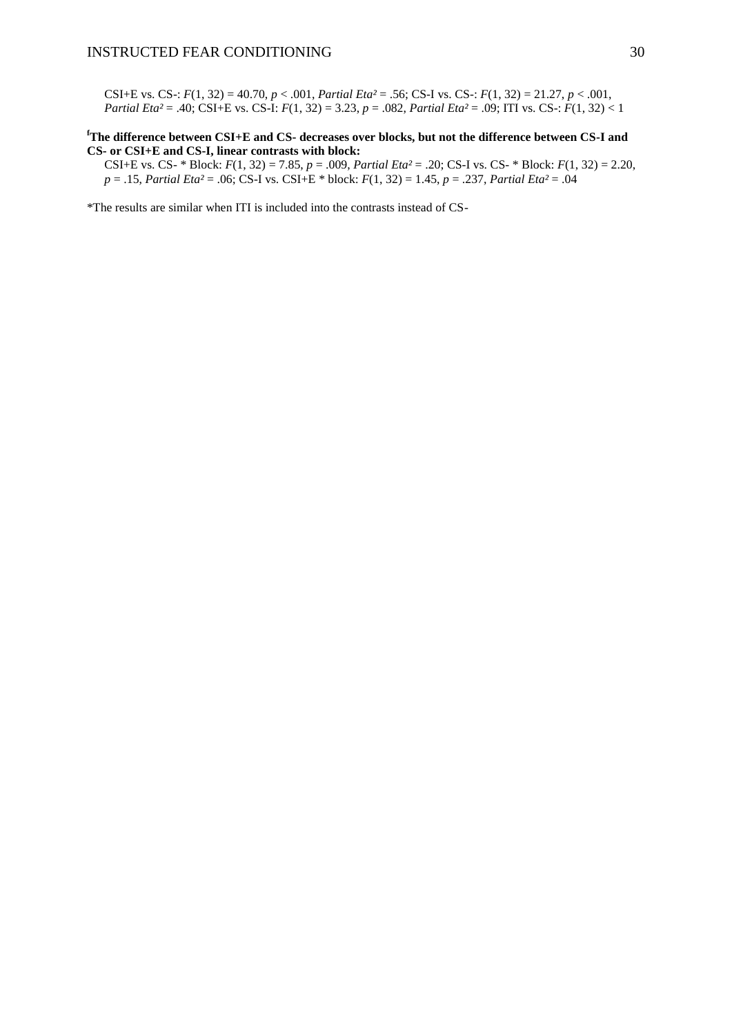CSI+E vs. CS-: $F(1, 32) = 40.70$, $p < .001$, *Partial Eta²* = .56; CS-I vs. CS-: $F(1, 32) = 21.27$, $p < .001$, *Partial Eta²* = .40; CSI+E vs. CS-I: $F(1, 32) = 3.23$, $p = .082$, *Partial Eta²* = .09; ITI vs. CS-: $F(1, 32) < 1$

**[f]The difference between CSI+E and CS- decreases over blocks, but not the difference between CS-I and CS- or CSI+E and CS-I, linear contrasts with block:**

CSI+E vs. CS- * Block: $F(1, 32) = 7.85$, $p = .009$, *Partial Eta²* = .20; CS-I vs. CS- * Block: $F(1, 32) = 2.20$, $p = .15$, *Partial Eta²* = .06; CS-I vs. CSI+E * block: $F(1, 32) = 1.45$, $p = .237$, *Partial Eta²* = .04

*The results are similar when ITI is included into the contrasts instead of CS-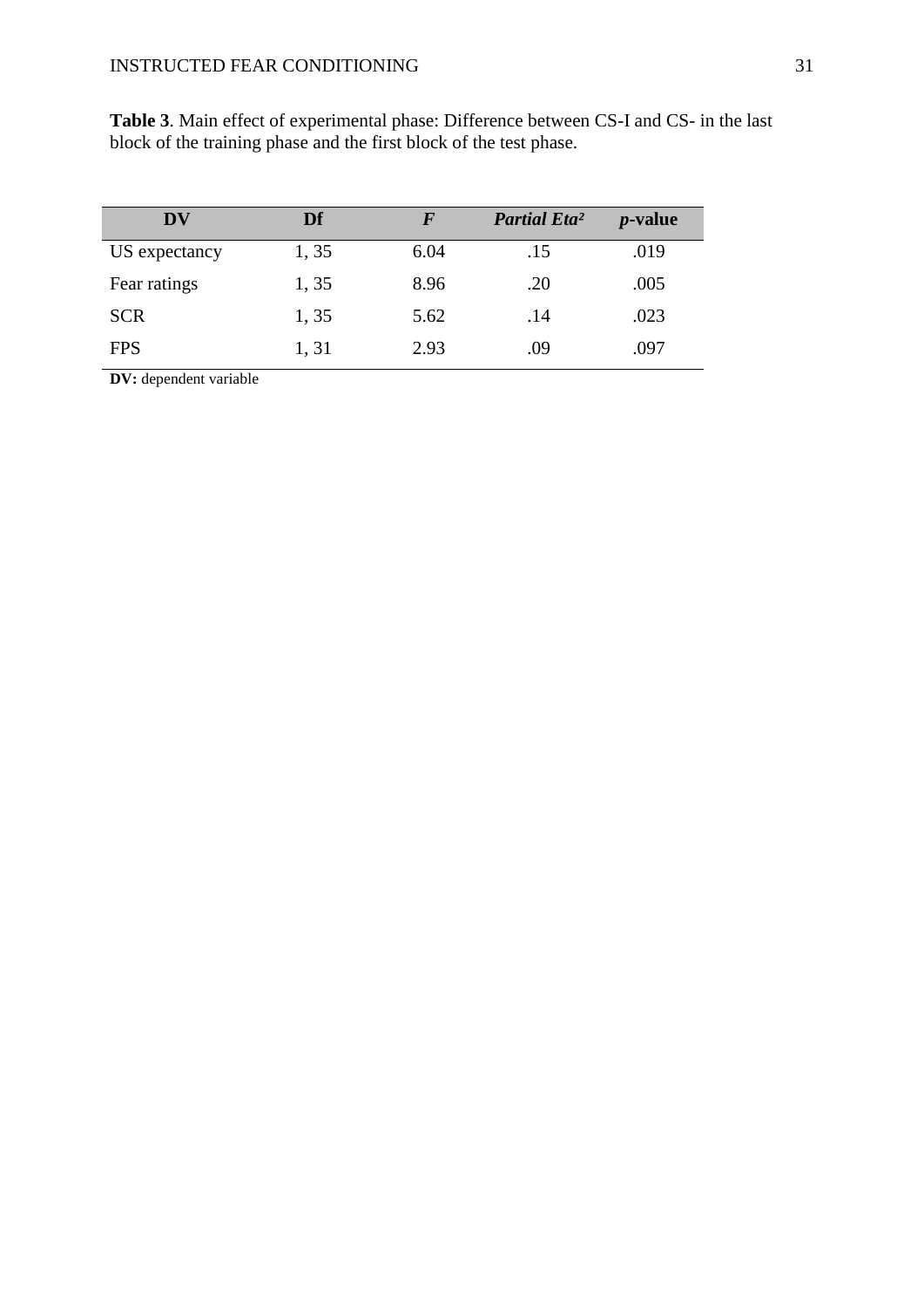**Table 3**. Main effect of experimental phase: Difference between CS-I and CS- in the last block of the training phase and the first block of the test phase.

| **DV** | **Df** | ***F*** | ***Partial Eta²*** | ***p*-value** |
|---|---|---|---|---|
| US expectancy | 1, 35 | 6.04 | .15 | .019 |
| Fear ratings | 1, 35 | 8.96 | .20 | .005 |
| SCR | 1, 35 | 5.62 | .14 | .023 |
| FPS | 1, 31 | 2.93 | .09 | .097 |

**DV:** dependent variable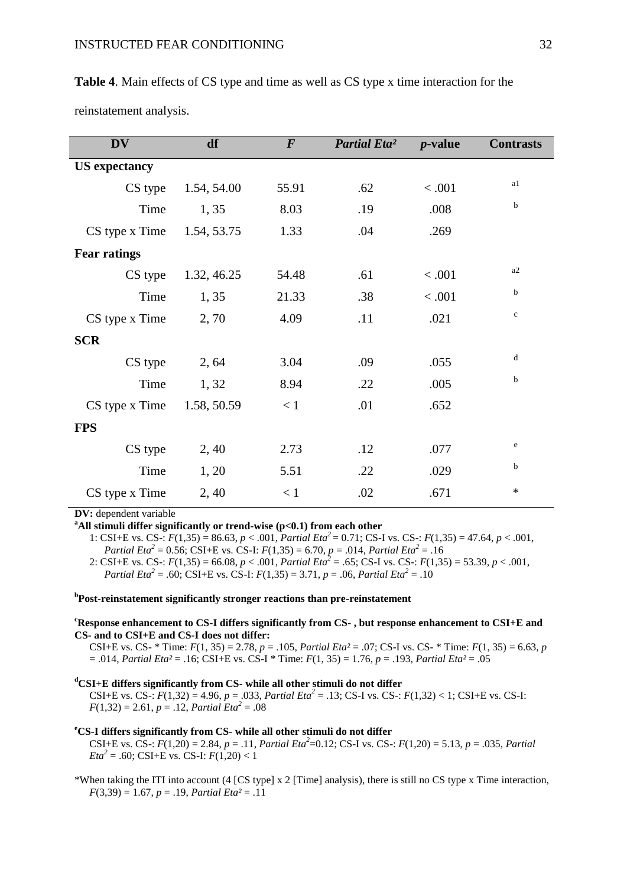**Table 4**. Main effects of CS type and time as well as CS type x time interaction for the reinstatement analysis.

| DV | df | *F* | *Partial Eta²* | *p*-value | Contrasts |
|---|---|---|---|---|---|
| **US expectancy** | | | | | |
| CS type | 1.54, 54.00 | 55.91 | .62 | < .001 | a1 |
| Time | 1, 35 | 8.03 | .19 | .008 | b |
| CS type x Time | 1.54, 53.75 | 1.33 | .04 | .269 | |
| **Fear ratings** | | | | | |
| CS type | 1.32, 46.25 | 54.48 | .61 | < .001 | a2 |
| Time | 1, 35 | 21.33 | .38 | < .001 | b |
| CS type x Time | 2, 70 | 4.09 | .11 | .021 | c |
| **SCR** | | | | | |
| CS type | 2, 64 | 3.04 | .09 | .055 | d |
| Time | 1, 32 | 8.94 | .22 | .005 | b |
| CS type x Time | 1.58, 50.59 | < 1 | .01 | .652 | |
| **FPS** | | | | | |
| CS type | 2, 40 | 2.73 | .12 | .077 | e |
| Time | 1, 20 | 5.51 | .22 | .029 | b |
| CS type x Time | 2, 40 | < 1 | .02 | .671 | * |

**DV:** dependent variable

[a]**All stimuli differ significantly or trend-wise (p<0.1) from each other**

1: CSI+E vs. CS-: $F(1,35) = 86.63$, $p < .001$, *Partial* $Eta^2 = 0.71$; CS-I vs. CS-: $F(1,35) = 47.64$, $p < .001$, *Partial* $Eta^2 = 0.56$; CSI+E vs. CS-I: $F(1,35) = 6.70$, $p = .014$, *Partial* $Eta^2 = .16$

2: CSI+E vs. CS-: $F(1,35) = 66.08$, $p < .001$, *Partial* $Eta^2 = .65$; CS-I vs. CS-: $F(1,35) = 53.39$, $p < .001$, *Partial* $Eta^2 = .60$; CSI+E vs. CS-I: $F(1,35) = 3.71$, $p = .06$, *Partial* $Eta^2 = .10$

[b]**Post-reinstatement significantly stronger reactions than pre-reinstatement**

[c]**Response enhancement to CS-I differs significantly from CS- , but response enhancement to CSI+E and CS- and to CSI+E and CS-I does not differ:**

CSI+E vs. CS- * Time: $F(1, 35) = 2.78$, $p = .105$, *Partial* $Eta^2 = .07$; CS-I vs. CS- * Time: $F(1, 35) = 6.63$, $p = .014$, *Partial* $Eta^2 = .16$; CSI+E vs. CS-I * Time: $F(1, 35) = 1.76$, $p = .193$, *Partial* $Eta^2 = .05$

[d]**CSI+E differs significantly from CS- while all other stimuli do not differ**

CSI+E vs. CS-: $F(1,32) = 4.96$, $p = .033$, *Partial* $Eta^2 = .13$; CS-I vs. CS-: $F(1,32) < 1$; CSI+E vs. CS-I: $F(1,32) = 2.61$, $p = .12$, *Partial* $Eta^2 = .08$

[e]**CS-I differs significantly from CS- while all other stimuli do not differ**

CSI+E vs. CS-: $F(1,20) = 2.84$, $p = .11$, *Partial* $Eta^2=0.12$; CS-I vs. CS-: $F(1,20) = 5.13$, $p = .035$, *Partial* $Eta^2 = .60$; CSI+E vs. CS-I: $F(1,20) < 1$

*When taking the ITI into account (4 [CS type] x 2 [Time] analysis), there is still no CS type x Time interaction, $F(3,39) = 1.67$, $p = .19$, *Partial* $Eta^2 = .11$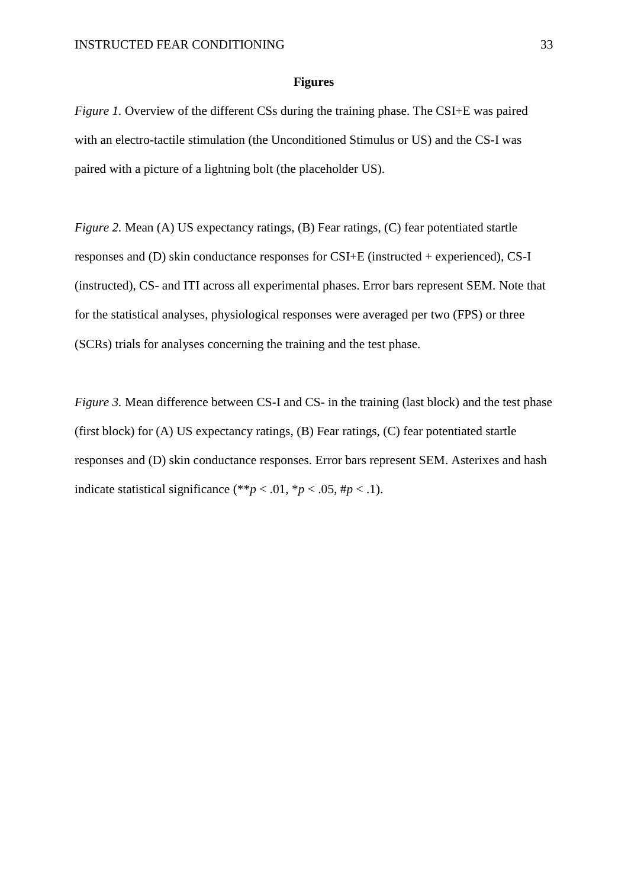**Figures**

*Figure 1.* Overview of the different CSs during the training phase. The CSI+E was paired with an electro-tactile stimulation (the Unconditioned Stimulus or US) and the CS-I was paired with a picture of a lightning bolt (the placeholder US).

*Figure 2.* Mean (A) US expectancy ratings, (B) Fear ratings, (C) fear potentiated startle responses and (D) skin conductance responses for CSI+E (instructed + experienced), CS-I (instructed), CS- and ITI across all experimental phases. Error bars represent SEM. Note that for the statistical analyses, physiological responses were averaged per two (FPS) or three (SCRs) trials for analyses concerning the training and the test phase.

*Figure 3.* Mean difference between CS-I and CS- in the training (last block) and the test phase (first block) for (A) US expectancy ratings, (B) Fear ratings, (C) fear potentiated startle responses and (D) skin conductance responses. Error bars represent SEM. Asterixes and hash indicate statistical significance (\*\*$p < .01$, \*$p < .05$, #$p < .1$).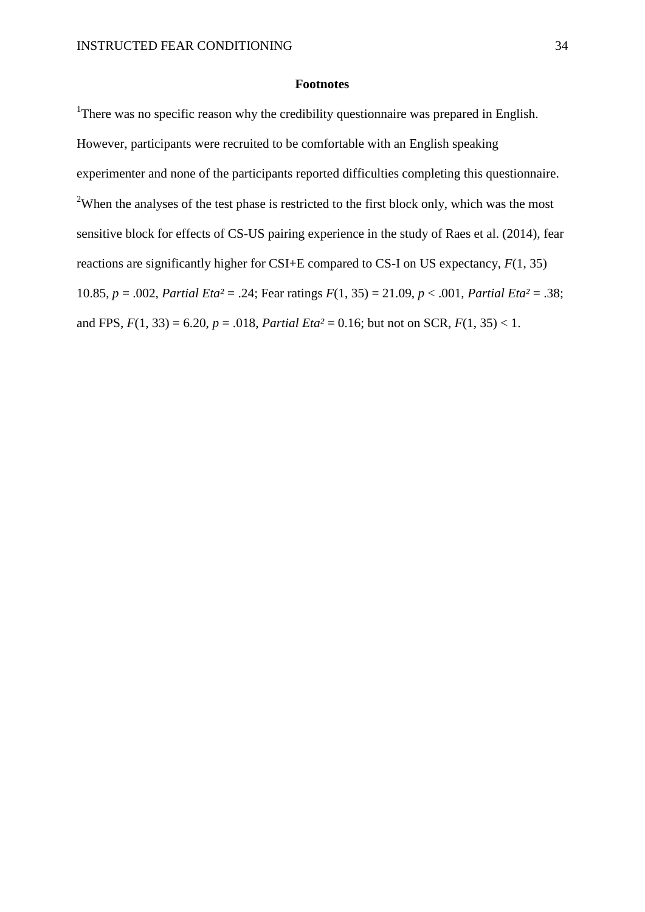## Footnotes

[1]There was no specific reason why the credibility questionnaire was prepared in English. However, participants were recruited to be comfortable with an English speaking experimenter and none of the participants reported difficulties completing this questionnaire.

[2]When the analyses of the test phase is restricted to the first block only, which was the most sensitive block for effects of CS-US pairing experience in the study of Raes et al. (2014), fear reactions are significantly higher for CSI+E compared to CS-I on US expectancy, $F(1, 35)$ 10.85, $p = .002$, *Partial Eta²* = .24; Fear ratings $F(1, 35) = 21.09$, $p < .001$, *Partial Eta²* = .38; and FPS, $F(1, 33) = 6.20$, $p = .018$, *Partial Eta²* = 0.16; but not on SCR, $F(1, 35) < 1$.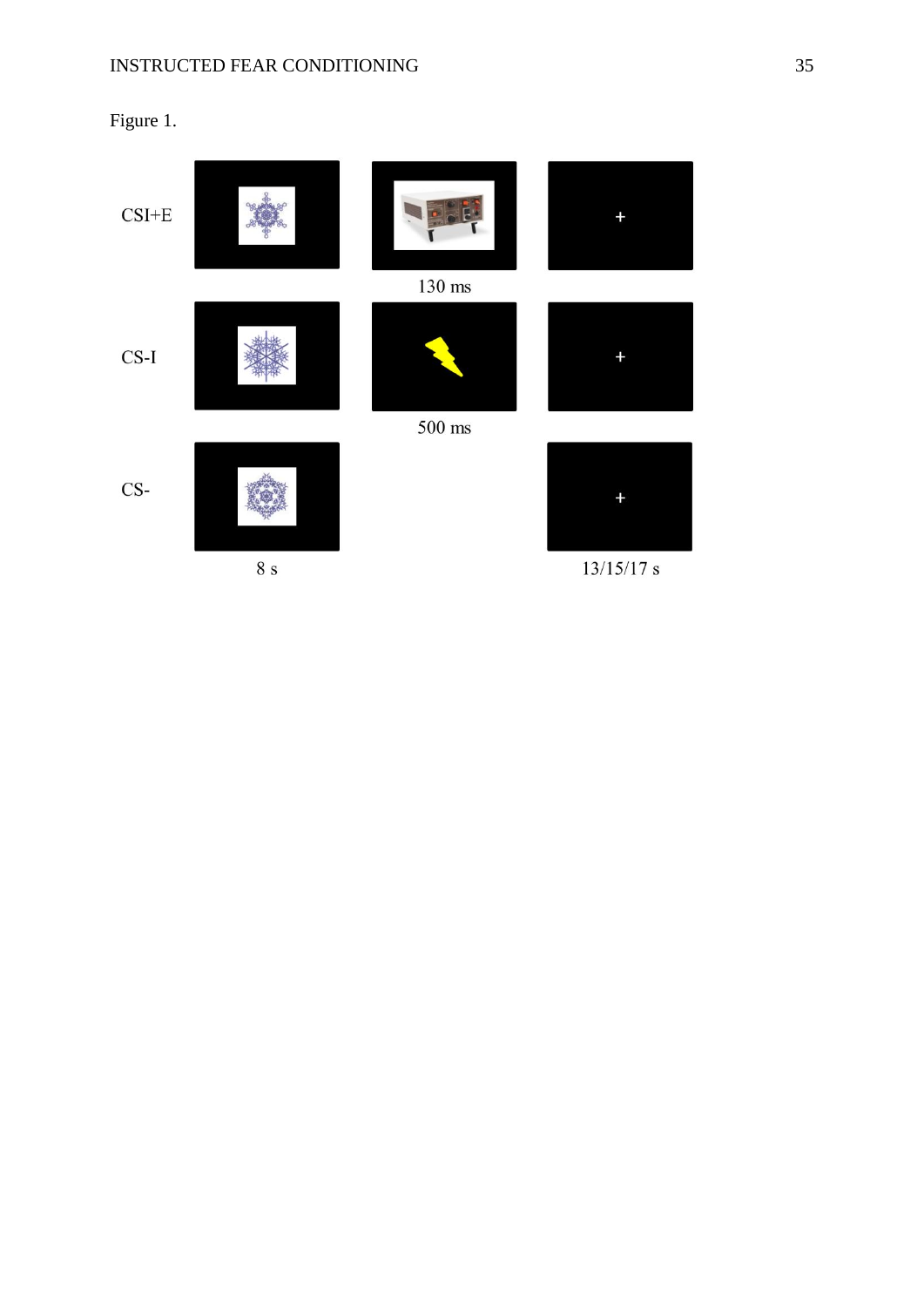Figure 1.

CSI+E

130 ms

CS-I

500 ms

CS-

8 s

13/15/17 s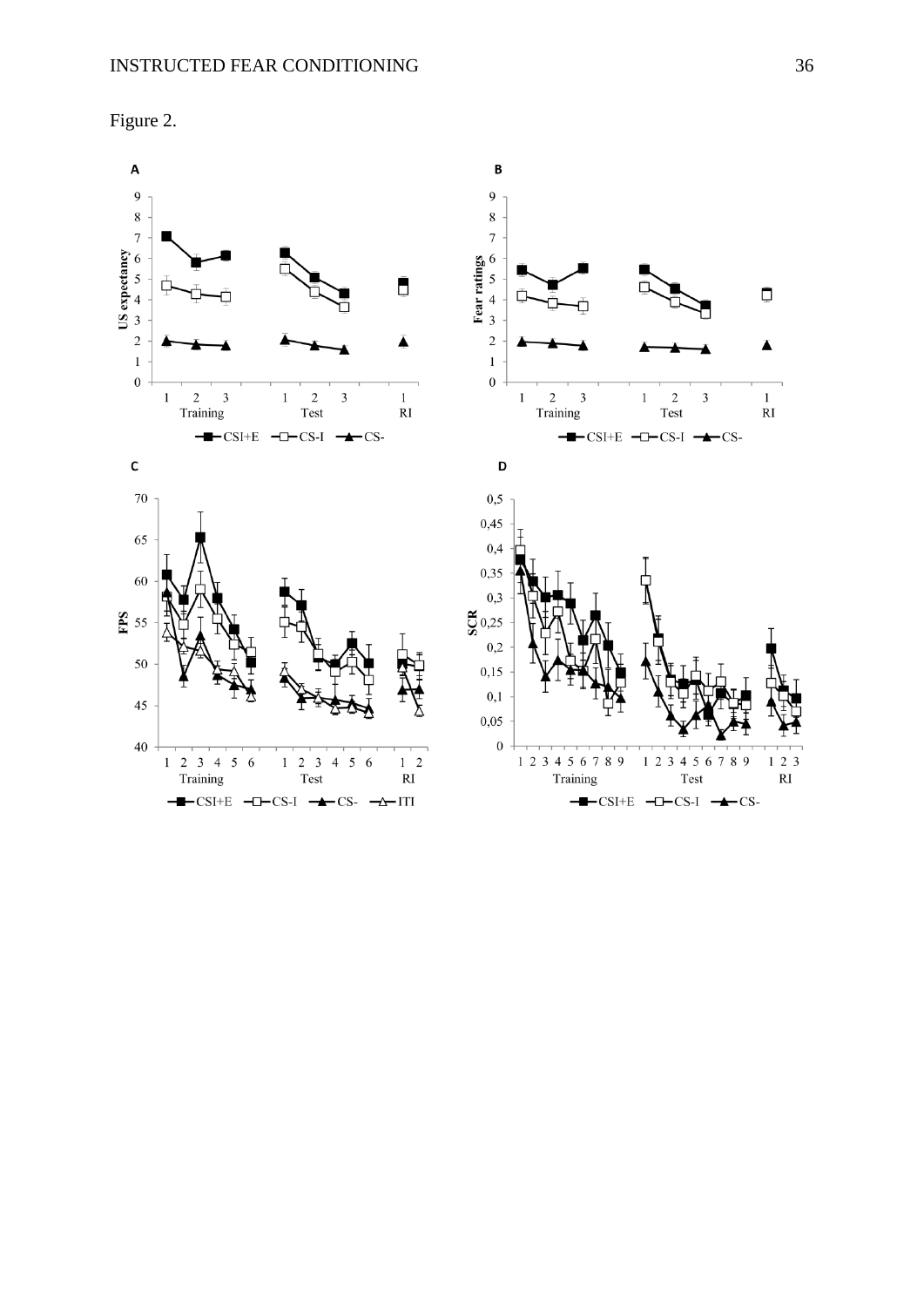Figure 2.

A

B

C

D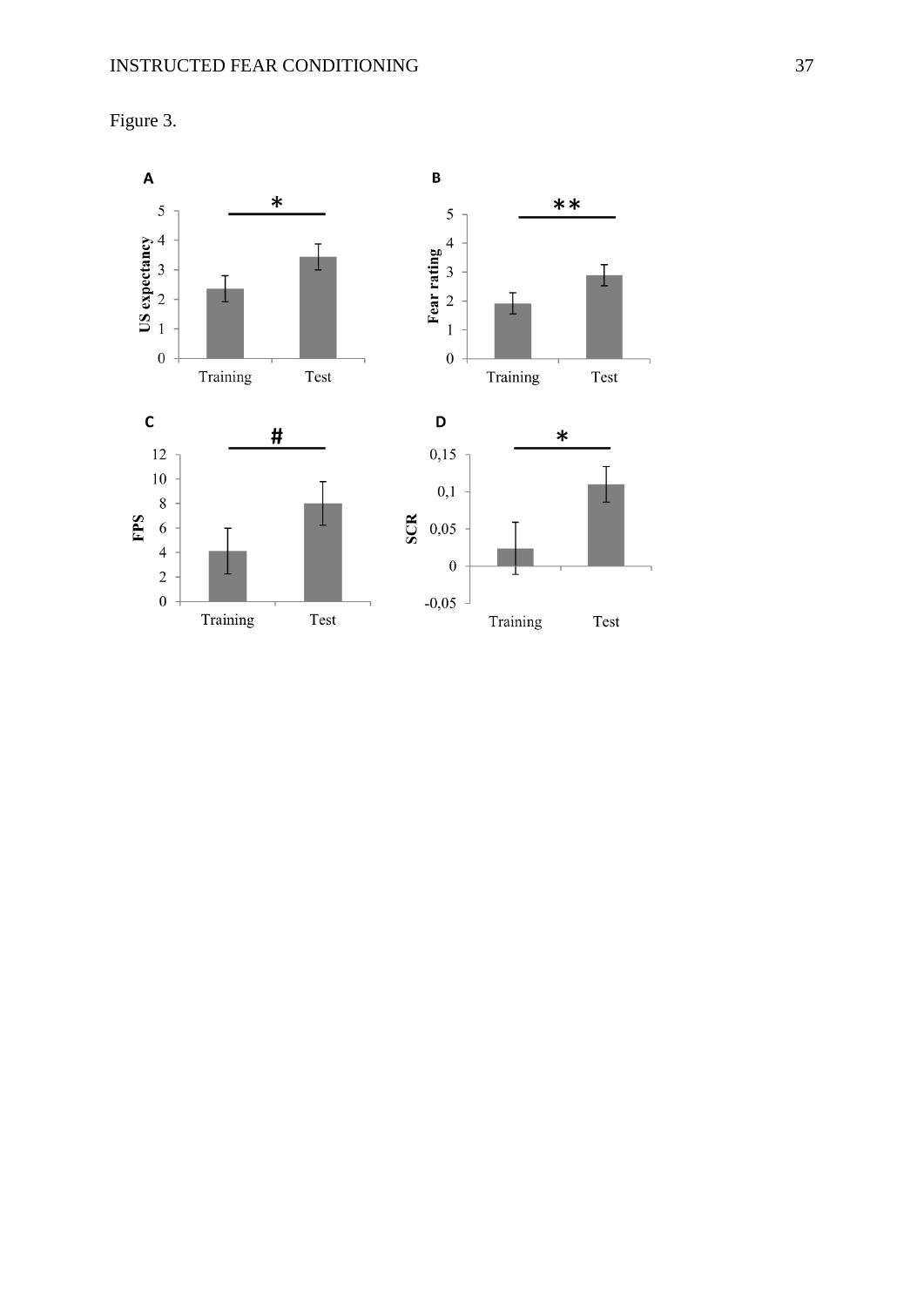Figure 3.

A

*

5
4
3
2
1
0

US expectancy

Training
Test

B

**

5
4
3
2
1
0

Fear rating

Training
Test

C

#

12
10
8
6
4
2
0

FPS

Training
Test

D

*

0,15
0,1
0,05
0
-0,05

SCR

Training
Test